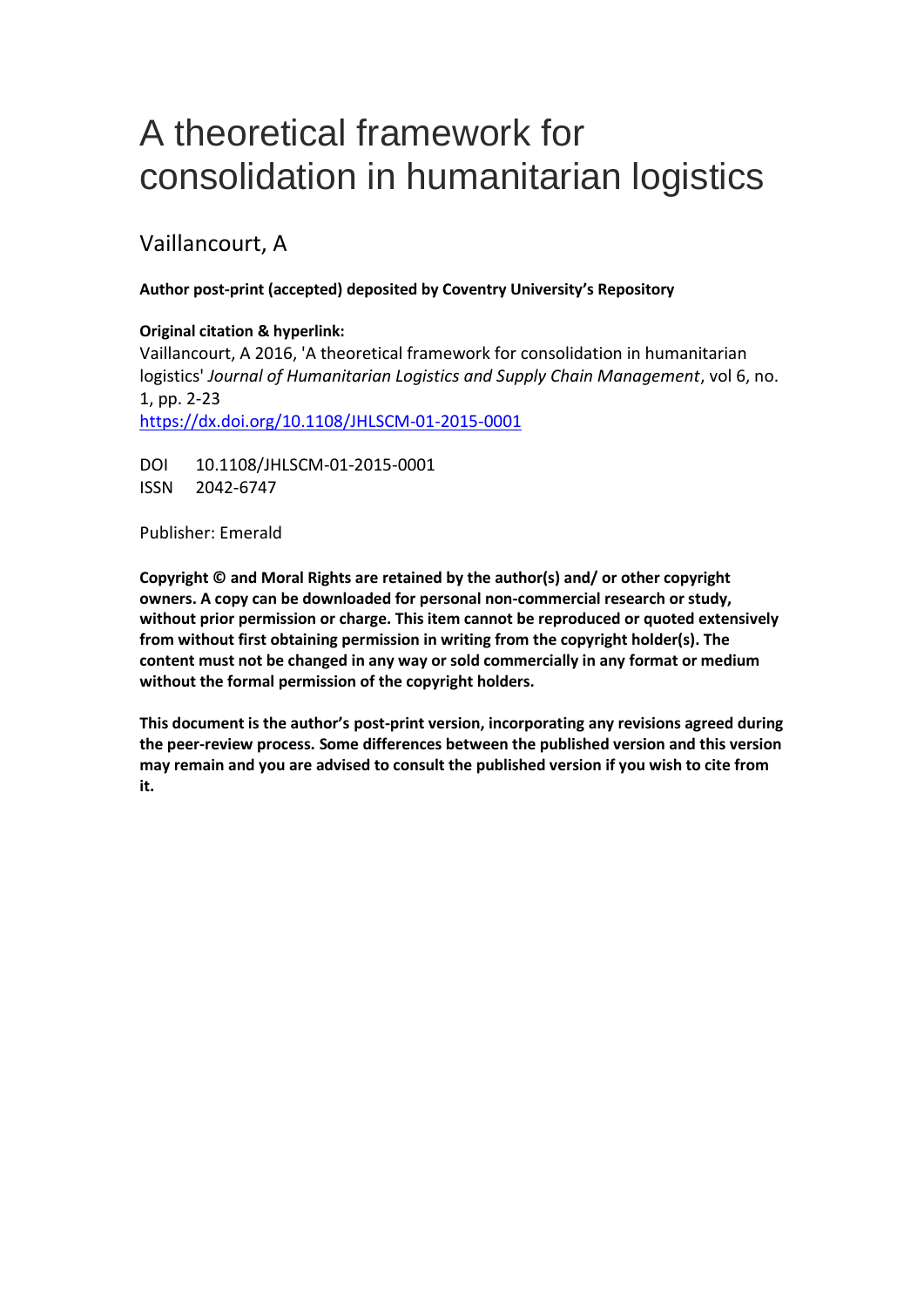# A theoretical framework for consolidation in humanitarian logistics

Vaillancourt, A

**Author post-print (accepted) deposited by Coventry University's Repository**

**Original citation & hyperlink:**

Vaillancourt, A 2016, 'A theoretical framework for consolidation in humanitarian logistics' *Journal of Humanitarian Logistics and Supply Chain Management*, vol 6, no. 1, pp. 2-23

https://dx.doi.org/10.1108/JHLSCM-01-2015-0001

DOI 10.1108/JHLSCM-01-2015-0001

ISSN 2042-6747

Publisher: Emerald

**Copyright © and Moral Rights are retained by the author(s) and/ or other copyright owners. A copy can be downloaded for personal non-commercial research or study, without prior permission or charge. This item cannot be reproduced or quoted extensively from without first obtaining permission in writing from the copyright holder(s). The content must not be changed in any way or sold commercially in any format or medium without the formal permission of the copyright holders.**

**This document is the author's post-print version, incorporating any revisions agreed during the peer-review process. Some differences between the published version and this version may remain and you are advised to consult the published version if you wish to cite from it.**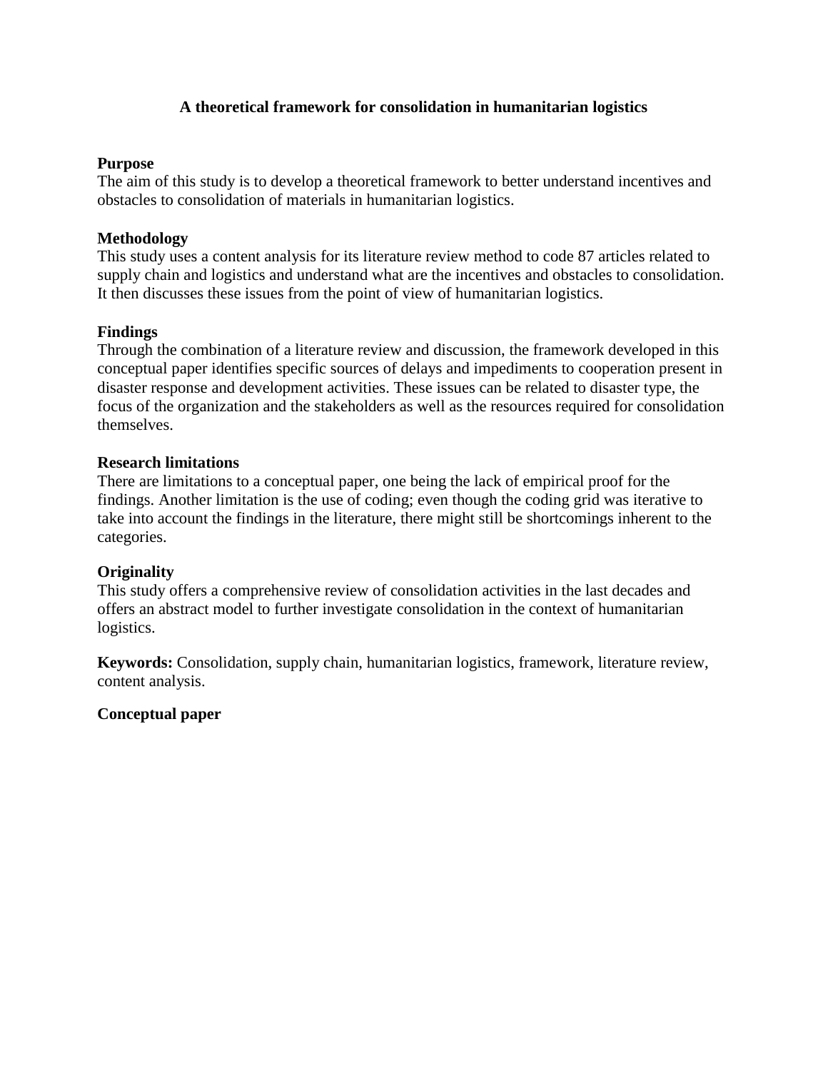# A theoretical framework for consolidation in humanitarian logistics

**Purpose**
The aim of this study is to develop a theoretical framework to better understand incentives and obstacles to consolidation of materials in humanitarian logistics.

**Methodology**
This study uses a content analysis for its literature review method to code 87 articles related to supply chain and logistics and understand what are the incentives and obstacles to consolidation. It then discusses these issues from the point of view of humanitarian logistics.

**Findings**
Through the combination of a literature review and discussion, the framework developed in this conceptual paper identifies specific sources of delays and impediments to cooperation present in disaster response and development activities. These issues can be related to disaster type, the focus of the organization and the stakeholders as well as the resources required for consolidation themselves.

**Research limitations**
There are limitations to a conceptual paper, one being the lack of empirical proof for the findings. Another limitation is the use of coding; even though the coding grid was iterative to take into account the findings in the literature, there might still be shortcomings inherent to the categories.

**Originality**
This study offers a comprehensive review of consolidation activities in the last decades and offers an abstract model to further investigate consolidation in the context of humanitarian logistics.

**Keywords:** Consolidation, supply chain, humanitarian logistics, framework, literature review, content analysis.

**Conceptual paper**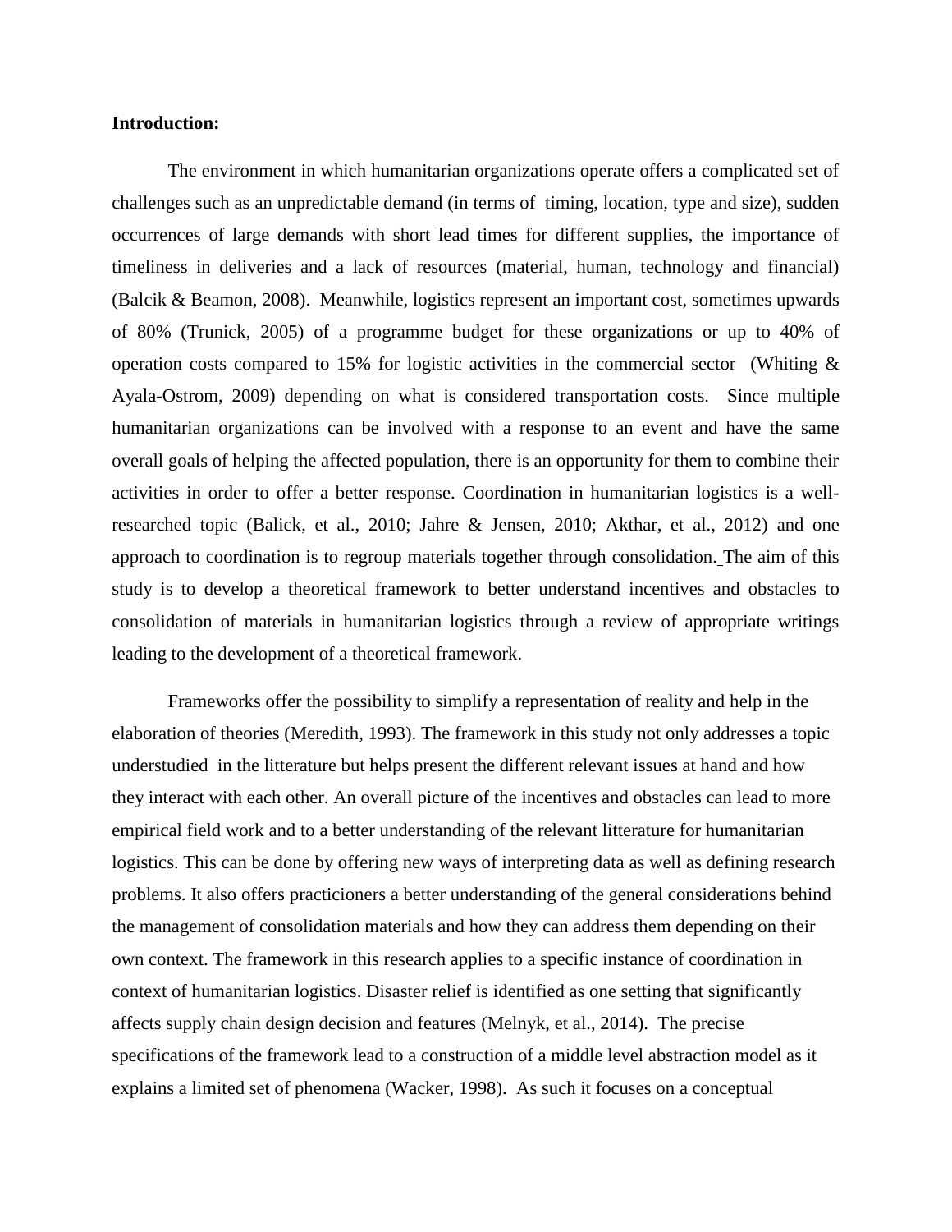**Introduction:**

The environment in which humanitarian organizations operate offers a complicated set of challenges such as an unpredictable demand (in terms of timing, location, type and size), sudden occurrences of large demands with short lead times for different supplies, the importance of timeliness in deliveries and a lack of resources (material, human, technology and financial) (Balcik & Beamon, 2008). Meanwhile, logistics represent an important cost, sometimes upwards of 80% (Trunick, 2005) of a programme budget for these organizations or up to 40% of operation costs compared to 15% for logistic activities in the commercial sector (Whiting & Ayala-Ostrom, 2009) depending on what is considered transportation costs. Since multiple humanitarian organizations can be involved with a response to an event and have the same overall goals of helping the affected population, there is an opportunity for them to combine their activities in order to offer a better response. Coordination in humanitarian logistics is a well-researched topic (Balick, et al., 2010; Jahre & Jensen, 2010; Akthar, et al., 2012) and one approach to coordination is to regroup materials together through consolidation. The aim of this study is to develop a theoretical framework to better understand incentives and obstacles to consolidation of materials in humanitarian logistics through a review of appropriate writings leading to the development of a theoretical framework.

Frameworks offer the possibility to simplify a representation of reality and help in the elaboration of theories (Meredith, 1993). The framework in this study not only addresses a topic understudied in the litterature but helps present the different relevant issues at hand and how they interact with each other. An overall picture of the incentives and obstacles can lead to more empirical field work and to a better understanding of the relevant litterature for humanitarian logistics. This can be done by offering new ways of interpreting data as well as defining research problems. It also offers practicioners a better understanding of the general considerations behind the management of consolidation materials and how they can address them depending on their own context. The framework in this research applies to a specific instance of coordination in context of humanitarian logistics. Disaster relief is identified as one setting that significantly affects supply chain design decision and features (Melnyk, et al., 2014). The precise specifications of the framework lead to a construction of a middle level abstraction model as it explains a limited set of phenomena (Wacker, 1998). As such it focuses on a conceptual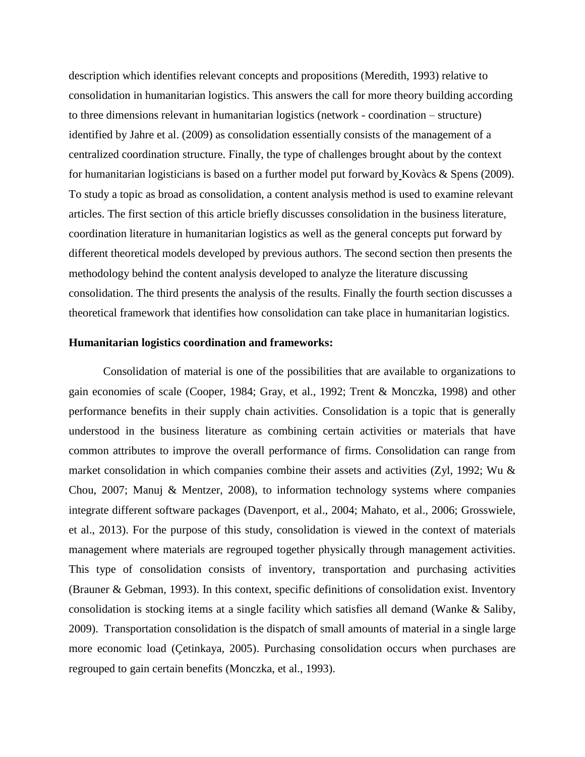description which identifies relevant concepts and propositions (Meredith, 1993) relative to consolidation in humanitarian logistics. This answers the call for more theory building according to three dimensions relevant in humanitarian logistics (network - coordination – structure) identified by Jahre et al. (2009) as consolidation essentially consists of the management of a centralized coordination structure. Finally, the type of challenges brought about by the context for humanitarian logisticians is based on a further model put forward by Kovàcs & Spens (2009). To study a topic as broad as consolidation, a content analysis method is used to examine relevant articles. The first section of this article briefly discusses consolidation in the business literature, coordination literature in humanitarian logistics as well as the general concepts put forward by different theoretical models developed by previous authors. The second section then presents the methodology behind the content analysis developed to analyze the literature discussing consolidation. The third presents the analysis of the results. Finally the fourth section discusses a theoretical framework that identifies how consolidation can take place in humanitarian logistics.

**Humanitarian logistics coordination and frameworks:**

Consolidation of material is one of the possibilities that are available to organizations to gain economies of scale (Cooper, 1984; Gray, et al., 1992; Trent & Monczka, 1998) and other performance benefits in their supply chain activities. Consolidation is a topic that is generally understood in the business literature as combining certain activities or materials that have common attributes to improve the overall performance of firms. Consolidation can range from market consolidation in which companies combine their assets and activities (Zyl, 1992; Wu & Chou, 2007; Manuj & Mentzer, 2008), to information technology systems where companies integrate different software packages (Davenport, et al., 2004; Mahato, et al., 2006; Grosswiele, et al., 2013). For the purpose of this study, consolidation is viewed in the context of materials management where materials are regrouped together physically through management activities. This type of consolidation consists of inventory, transportation and purchasing activities (Brauner & Gebman, 1993). In this context, specific definitions of consolidation exist. Inventory consolidation is stocking items at a single facility which satisfies all demand (Wanke & Saliby, 2009). Transportation consolidation is the dispatch of small amounts of material in a single large more economic load (Çetinkaya, 2005). Purchasing consolidation occurs when purchases are regrouped to gain certain benefits (Monczka, et al., 1993).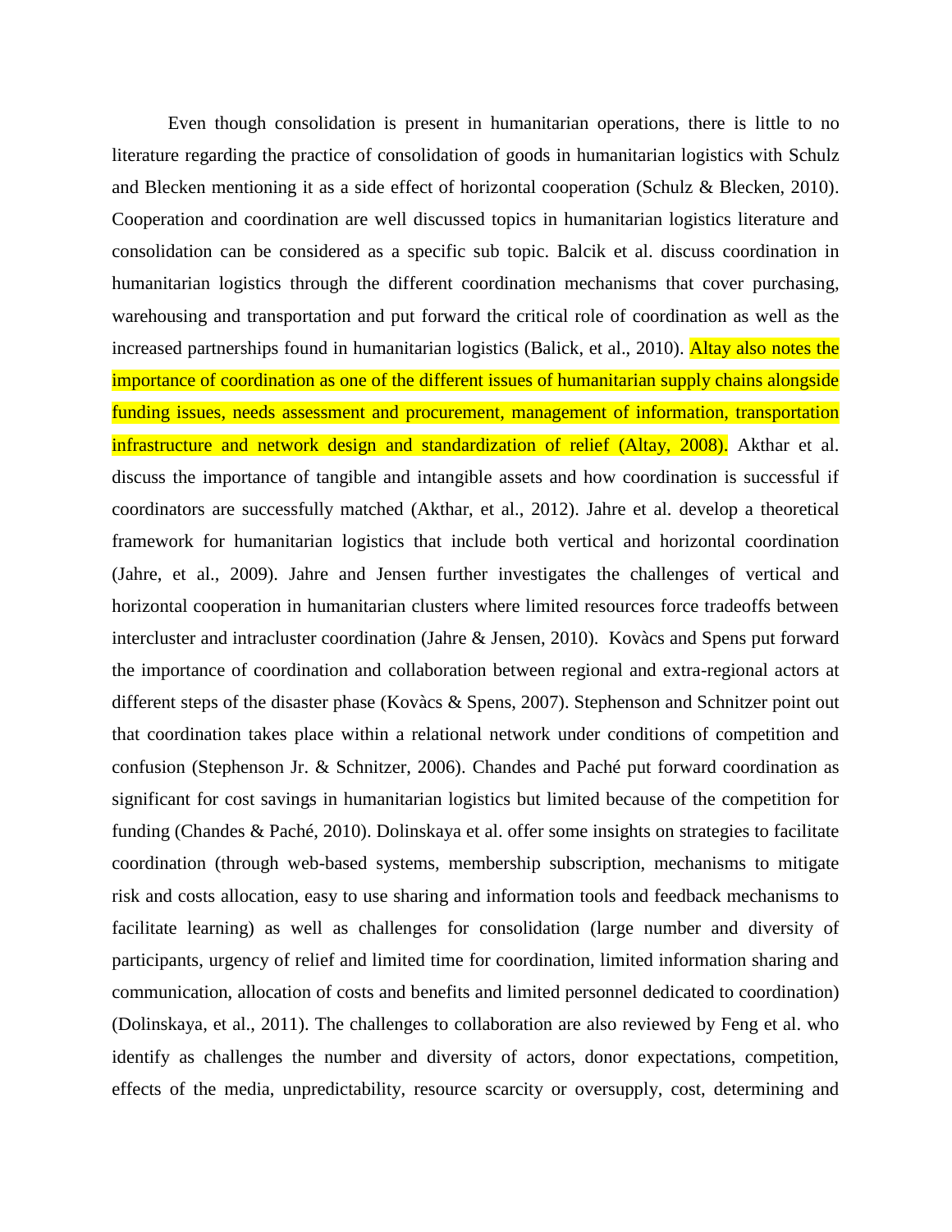Even though consolidation is present in humanitarian operations, there is little to no literature regarding the practice of consolidation of goods in humanitarian logistics with Schulz and Blecken mentioning it as a side effect of horizontal cooperation (Schulz & Blecken, 2010). Cooperation and coordination are well discussed topics in humanitarian logistics literature and consolidation can be considered as a specific sub topic. Balcik et al. discuss coordination in humanitarian logistics through the different coordination mechanisms that cover purchasing, warehousing and transportation and put forward the critical role of coordination as well as the increased partnerships found in humanitarian logistics (Balick, et al., 2010). Altay also notes the importance of coordination as one of the different issues of humanitarian supply chains alongside funding issues, needs assessment and procurement, management of information, transportation infrastructure and network design and standardization of relief (Altay, 2008). Akthar et al. discuss the importance of tangible and intangible assets and how coordination is successful if coordinators are successfully matched (Akthar, et al., 2012). Jahre et al. develop a theoretical framework for humanitarian logistics that include both vertical and horizontal coordination (Jahre, et al., 2009). Jahre and Jensen further investigates the challenges of vertical and horizontal cooperation in humanitarian clusters where limited resources force tradeoffs between intercluster and intracluster coordination (Jahre & Jensen, 2010). Kovàcs and Spens put forward the importance of coordination and collaboration between regional and extra-regional actors at different steps of the disaster phase (Kovàcs & Spens, 2007). Stephenson and Schnitzer point out that coordination takes place within a relational network under conditions of competition and confusion (Stephenson Jr. & Schnitzer, 2006). Chandes and Paché put forward coordination as significant for cost savings in humanitarian logistics but limited because of the competition for funding (Chandes & Paché, 2010). Dolinskaya et al. offer some insights on strategies to facilitate coordination (through web-based systems, membership subscription, mechanisms to mitigate risk and costs allocation, easy to use sharing and information tools and feedback mechanisms to facilitate learning) as well as challenges for consolidation (large number and diversity of participants, urgency of relief and limited time for coordination, limited information sharing and communication, allocation of costs and benefits and limited personnel dedicated to coordination) (Dolinskaya, et al., 2011). The challenges to collaboration are also reviewed by Feng et al. who identify as challenges the number and diversity of actors, donor expectations, competition, effects of the media, unpredictability, resource scarcity or oversupply, cost, determining and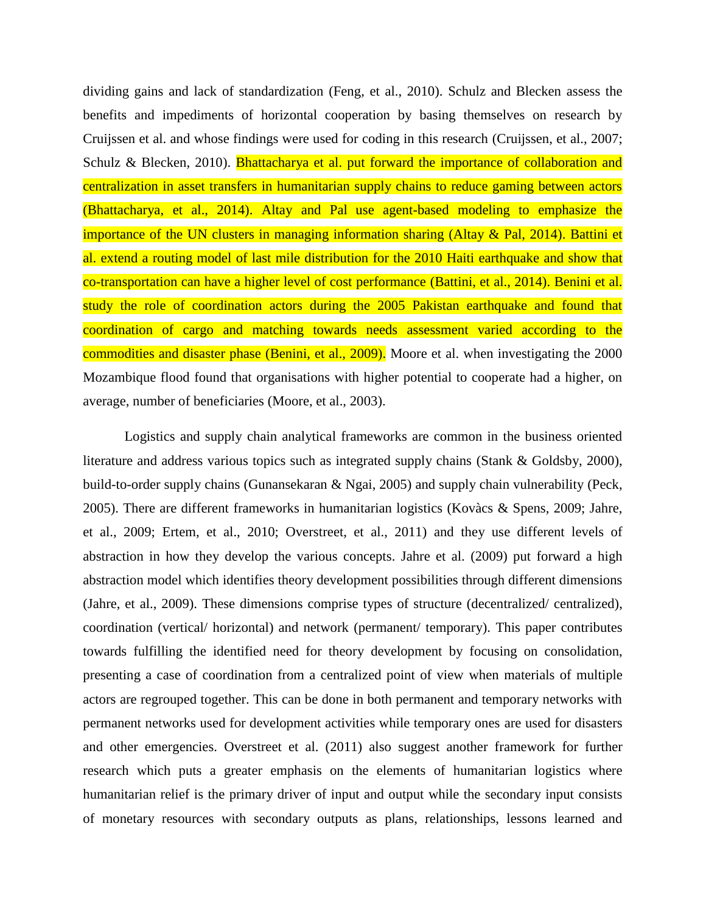dividing gains and lack of standardization (Feng, et al., 2010). Schulz and Blecken assess the benefits and impediments of horizontal cooperation by basing themselves on research by Cruijssen et al. and whose findings were used for coding in this research (Cruijssen, et al., 2007; Schulz & Blecken, 2010). Bhattacharya et al. put forward the importance of collaboration and centralization in asset transfers in humanitarian supply chains to reduce gaming between actors (Bhattacharya, et al., 2014). Altay and Pal use agent-based modeling to emphasize the importance of the UN clusters in managing information sharing (Altay & Pal, 2014). Battini et al. extend a routing model of last mile distribution for the 2010 Haiti earthquake and show that co-transportation can have a higher level of cost performance (Battini, et al., 2014). Benini et al. study the role of coordination actors during the 2005 Pakistan earthquake and found that coordination of cargo and matching towards needs assessment varied according to the commodities and disaster phase (Benini, et al., 2009). Moore et al. when investigating the 2000 Mozambique flood found that organisations with higher potential to cooperate had a higher, on average, number of beneficiaries (Moore, et al., 2003).

Logistics and supply chain analytical frameworks are common in the business oriented literature and address various topics such as integrated supply chains (Stank & Goldsby, 2000), build-to-order supply chains (Gunansekaran & Ngai, 2005) and supply chain vulnerability (Peck, 2005). There are different frameworks in humanitarian logistics (Kovàcs & Spens, 2009; Jahre, et al., 2009; Ertem, et al., 2010; Overstreet, et al., 2011) and they use different levels of abstraction in how they develop the various concepts. Jahre et al. (2009) put forward a high abstraction model which identifies theory development possibilities through different dimensions (Jahre, et al., 2009). These dimensions comprise types of structure (decentralized/ centralized), coordination (vertical/ horizontal) and network (permanent/ temporary). This paper contributes towards fulfilling the identified need for theory development by focusing on consolidation, presenting a case of coordination from a centralized point of view when materials of multiple actors are regrouped together. This can be done in both permanent and temporary networks with permanent networks used for development activities while temporary ones are used for disasters and other emergencies. Overstreet et al. (2011) also suggest another framework for further research which puts a greater emphasis on the elements of humanitarian logistics where humanitarian relief is the primary driver of input and output while the secondary input consists of monetary resources with secondary outputs as plans, relationships, lessons learned and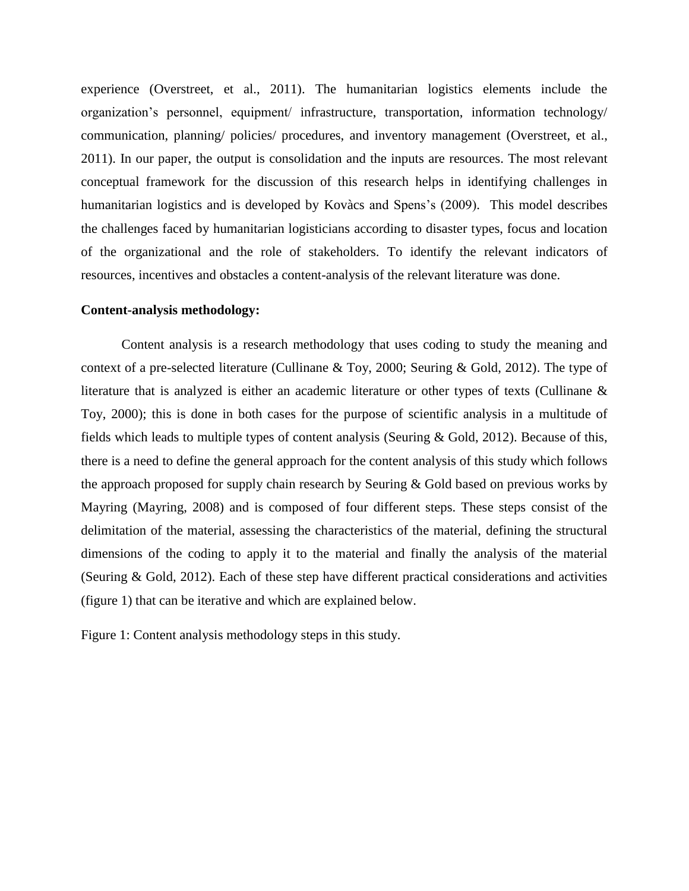experience (Overstreet, et al., 2011). The humanitarian logistics elements include the organization's personnel, equipment/ infrastructure, transportation, information technology/ communication, planning/ policies/ procedures, and inventory management (Overstreet, et al., 2011). In our paper, the output is consolidation and the inputs are resources. The most relevant conceptual framework for the discussion of this research helps in identifying challenges in humanitarian logistics and is developed by Kovàcs and Spens's (2009). This model describes the challenges faced by humanitarian logisticians according to disaster types, focus and location of the organizational and the role of stakeholders. To identify the relevant indicators of resources, incentives and obstacles a content-analysis of the relevant literature was done.

**Content-analysis methodology:**

Content analysis is a research methodology that uses coding to study the meaning and context of a pre-selected literature (Cullinane & Toy, 2000; Seuring & Gold, 2012). The type of literature that is analyzed is either an academic literature or other types of texts (Cullinane & Toy, 2000); this is done in both cases for the purpose of scientific analysis in a multitude of fields which leads to multiple types of content analysis (Seuring & Gold, 2012). Because of this, there is a need to define the general approach for the content analysis of this study which follows the approach proposed for supply chain research by Seuring & Gold based on previous works by Mayring (Mayring, 2008) and is composed of four different steps. These steps consist of the delimitation of the material, assessing the characteristics of the material, defining the structural dimensions of the coding to apply it to the material and finally the analysis of the material (Seuring & Gold, 2012). Each of these step have different practical considerations and activities (figure 1) that can be iterative and which are explained below.

Figure 1: Content analysis methodology steps in this study.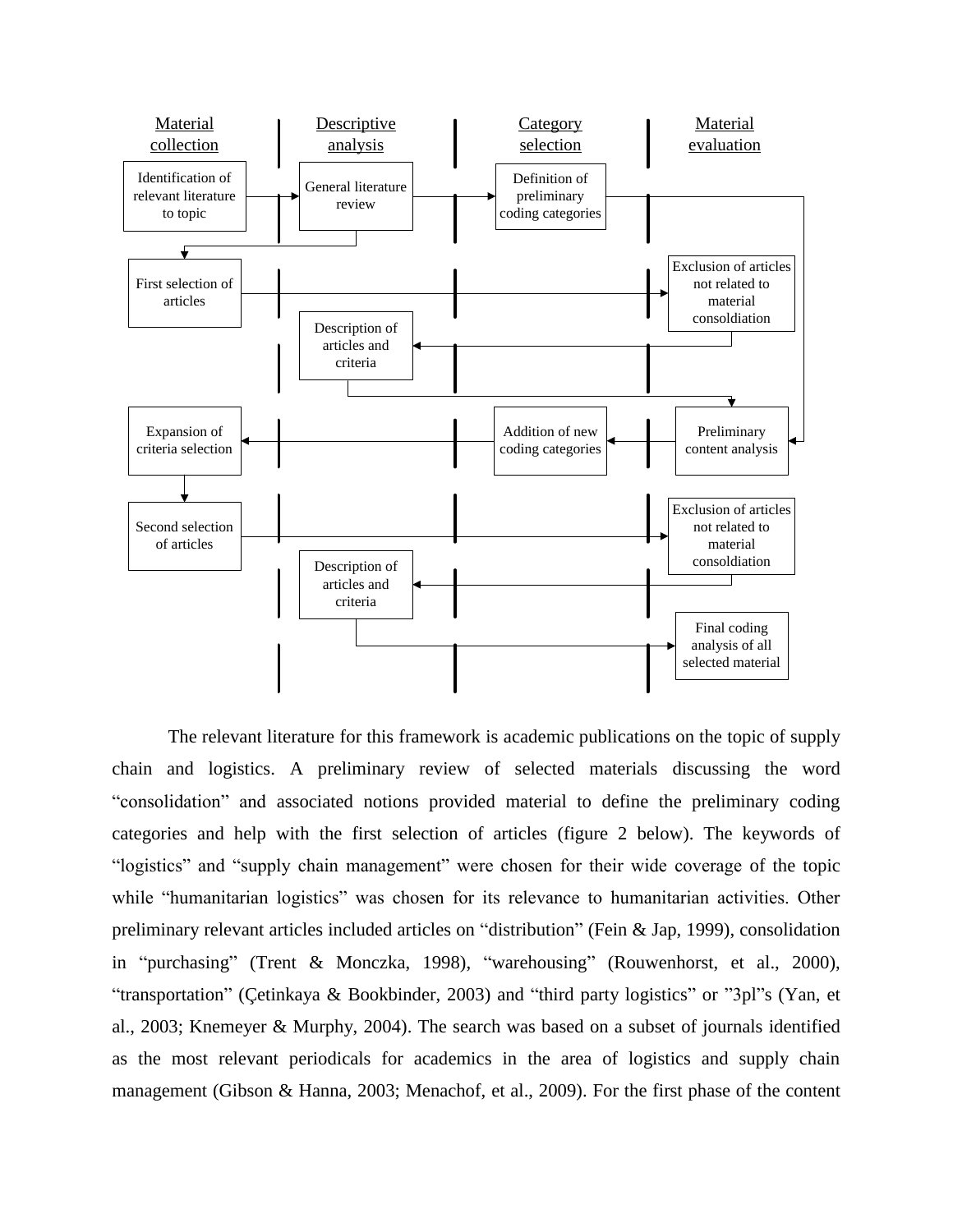| Material collection | Descriptive analysis | Category selection | Material evaluation |
|---|---|---|---|
| Identification of relevant literature to topic | General literature review | Definition of preliminary coding categories | |
| First selection of articles | | | Exclusion of articles not related to material consoldiation |
| | Description of articles and criteria | | |
| Expansion of criteria selection | | Addition of new coding categories | Preliminary content analysis |
| Second selection of articles | | | Exclusion of articles not related to material consoldiation |
| | Description of articles and criteria | | |
| | | | Final coding analysis of all selected material |

The relevant literature for this framework is academic publications on the topic of supply chain and logistics. A preliminary review of selected materials discussing the word "consolidation" and associated notions provided material to define the preliminary coding categories and help with the first selection of articles (figure 2 below). The keywords of "logistics" and "supply chain management" were chosen for their wide coverage of the topic while "humanitarian logistics" was chosen for its relevance to humanitarian activities. Other preliminary relevant articles included articles on "distribution" (Fein & Jap, 1999), consolidation in "purchasing" (Trent & Monczka, 1998), "warehousing" (Rouwenhorst, et al., 2000), "transportation" (Çetinkaya & Bookbinder, 2003) and "third party logistics" or "3pl"s (Yan, et al., 2003; Knemeyer & Murphy, 2004). The search was based on a subset of journals identified as the most relevant periodicals for academics in the area of logistics and supply chain management (Gibson & Hanna, 2003; Menachof, et al., 2009). For the first phase of the content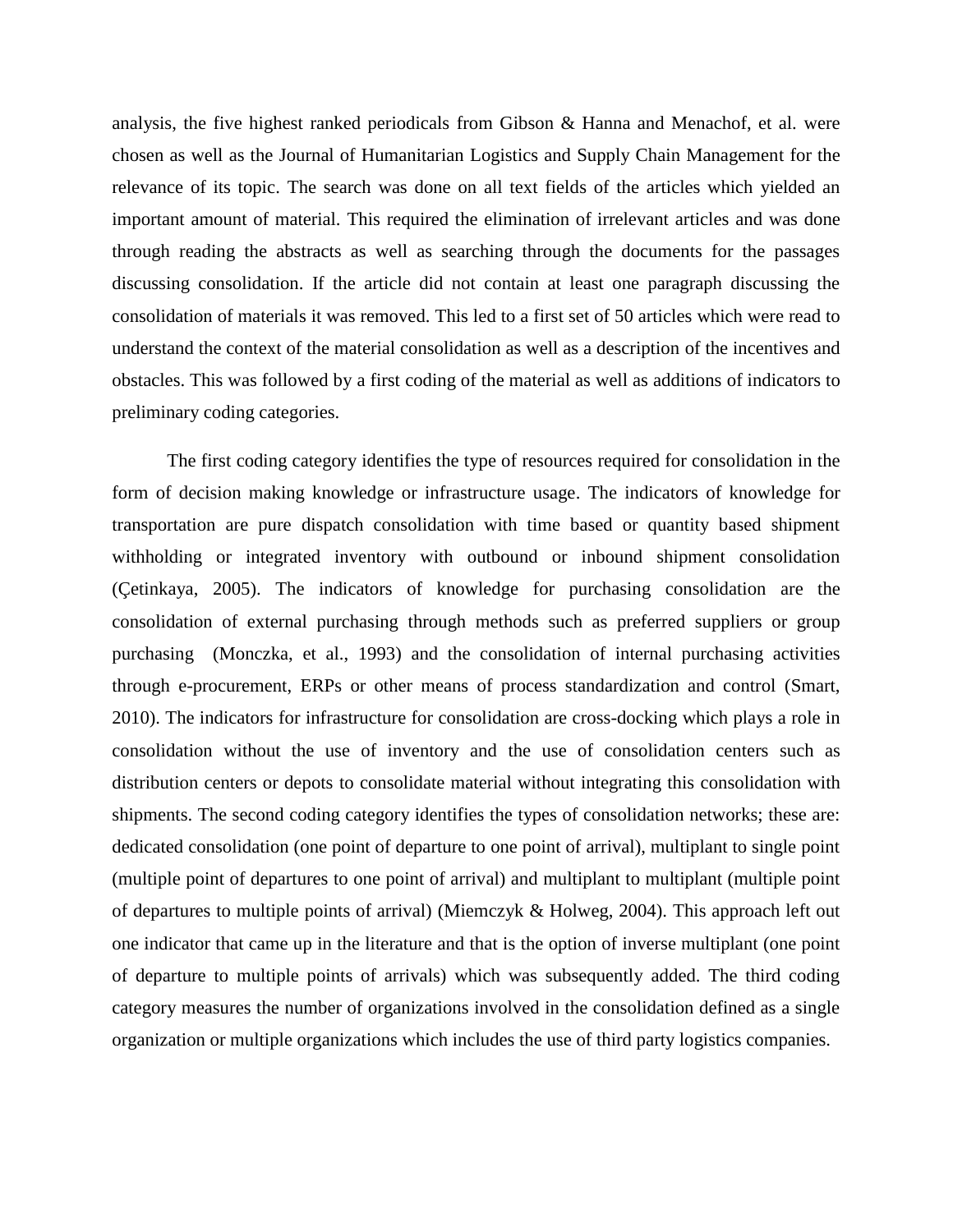analysis, the five highest ranked periodicals from Gibson & Hanna and Menachof, et al. were chosen as well as the Journal of Humanitarian Logistics and Supply Chain Management for the relevance of its topic. The search was done on all text fields of the articles which yielded an important amount of material. This required the elimination of irrelevant articles and was done through reading the abstracts as well as searching through the documents for the passages discussing consolidation. If the article did not contain at least one paragraph discussing the consolidation of materials it was removed. This led to a first set of 50 articles which were read to understand the context of the material consolidation as well as a description of the incentives and obstacles. This was followed by a first coding of the material as well as additions of indicators to preliminary coding categories.

The first coding category identifies the type of resources required for consolidation in the form of decision making knowledge or infrastructure usage. The indicators of knowledge for transportation are pure dispatch consolidation with time based or quantity based shipment withholding or integrated inventory with outbound or inbound shipment consolidation (Çetinkaya, 2005). The indicators of knowledge for purchasing consolidation are the consolidation of external purchasing through methods such as preferred suppliers or group purchasing (Monczka, et al., 1993) and the consolidation of internal purchasing activities through e-procurement, ERPs or other means of process standardization and control (Smart, 2010). The indicators for infrastructure for consolidation are cross-docking which plays a role in consolidation without the use of inventory and the use of consolidation centers such as distribution centers or depots to consolidate material without integrating this consolidation with shipments. The second coding category identifies the types of consolidation networks; these are: dedicated consolidation (one point of departure to one point of arrival), multiplant to single point (multiple point of departures to one point of arrival) and multiplant to multiplant (multiple point of departures to multiple points of arrival) (Miemczyk & Holweg, 2004). This approach left out one indicator that came up in the literature and that is the option of inverse multiplant (one point of departure to multiple points of arrivals) which was subsequently added. The third coding category measures the number of organizations involved in the consolidation defined as a single organization or multiple organizations which includes the use of third party logistics companies.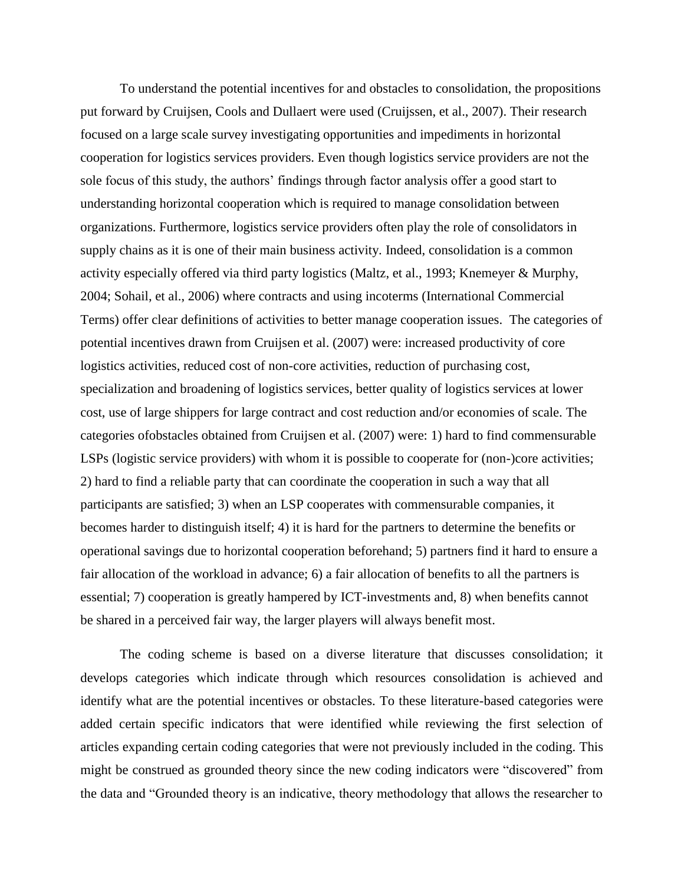To understand the potential incentives for and obstacles to consolidation, the propositions put forward by Cruijsen, Cools and Dullaert were used (Cruijssen, et al., 2007). Their research focused on a large scale survey investigating opportunities and impediments in horizontal cooperation for logistics services providers. Even though logistics service providers are not the sole focus of this study, the authors' findings through factor analysis offer a good start to understanding horizontal cooperation which is required to manage consolidation between organizations. Furthermore, logistics service providers often play the role of consolidators in supply chains as it is one of their main business activity. Indeed, consolidation is a common activity especially offered via third party logistics (Maltz, et al., 1993; Knemeyer & Murphy, 2004; Sohail, et al., 2006) where contracts and using incoterms (International Commercial Terms) offer clear definitions of activities to better manage cooperation issues. The categories of potential incentives drawn from Cruijsen et al. (2007) were: increased productivity of core logistics activities, reduced cost of non-core activities, reduction of purchasing cost, specialization and broadening of logistics services, better quality of logistics services at lower cost, use of large shippers for large contract and cost reduction and/or economies of scale. The categories ofobstacles obtained from Cruijsen et al. (2007) were: 1) hard to find commensurable LSPs (logistic service providers) with whom it is possible to cooperate for (non-)core activities; 2) hard to find a reliable party that can coordinate the cooperation in such a way that all participants are satisfied; 3) when an LSP cooperates with commensurable companies, it becomes harder to distinguish itself; 4) it is hard for the partners to determine the benefits or operational savings due to horizontal cooperation beforehand; 5) partners find it hard to ensure a fair allocation of the workload in advance; 6) a fair allocation of benefits to all the partners is essential; 7) cooperation is greatly hampered by ICT-investments and, 8) when benefits cannot be shared in a perceived fair way, the larger players will always benefit most.

The coding scheme is based on a diverse literature that discusses consolidation; it develops categories which indicate through which resources consolidation is achieved and identify what are the potential incentives or obstacles. To these literature-based categories were added certain specific indicators that were identified while reviewing the first selection of articles expanding certain coding categories that were not previously included in the coding. This might be construed as grounded theory since the new coding indicators were "discovered" from the data and "Grounded theory is an indicative, theory methodology that allows the researcher to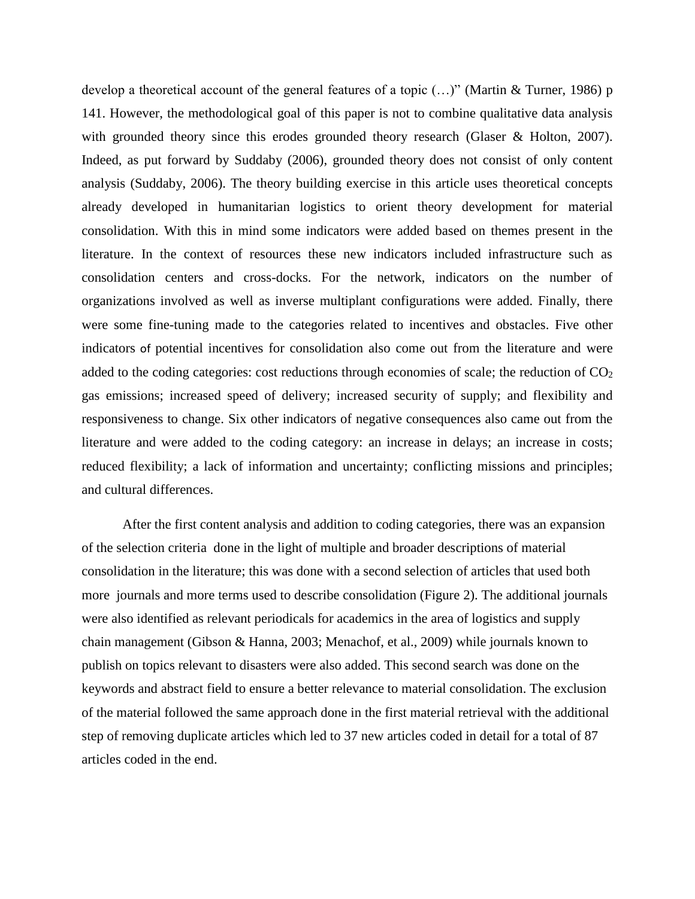develop a theoretical account of the general features of a topic (…)" (Martin & Turner, 1986) p 141. However, the methodological goal of this paper is not to combine qualitative data analysis with grounded theory since this erodes grounded theory research (Glaser & Holton, 2007). Indeed, as put forward by Suddaby (2006), grounded theory does not consist of only content analysis (Suddaby, 2006). The theory building exercise in this article uses theoretical concepts already developed in humanitarian logistics to orient theory development for material consolidation. With this in mind some indicators were added based on themes present in the literature. In the context of resources these new indicators included infrastructure such as consolidation centers and cross-docks. For the network, indicators on the number of organizations involved as well as inverse multiplant configurations were added. Finally, there were some fine-tuning made to the categories related to incentives and obstacles. Five other indicators of potential incentives for consolidation also come out from the literature and were added to the coding categories: cost reductions through economies of scale; the reduction of $CO_2$ gas emissions; increased speed of delivery; increased security of supply; and flexibility and responsiveness to change. Six other indicators of negative consequences also came out from the literature and were added to the coding category: an increase in delays; an increase in costs; reduced flexibility; a lack of information and uncertainty; conflicting missions and principles; and cultural differences.

After the first content analysis and addition to coding categories, there was an expansion of the selection criteria done in the light of multiple and broader descriptions of material consolidation in the literature; this was done with a second selection of articles that used both more journals and more terms used to describe consolidation (Figure 2). The additional journals were also identified as relevant periodicals for academics in the area of logistics and supply chain management (Gibson & Hanna, 2003; Menachof, et al., 2009) while journals known to publish on topics relevant to disasters were also added. This second search was done on the keywords and abstract field to ensure a better relevance to material consolidation. The exclusion of the material followed the same approach done in the first material retrieval with the additional step of removing duplicate articles which led to 37 new articles coded in detail for a total of 87 articles coded in the end.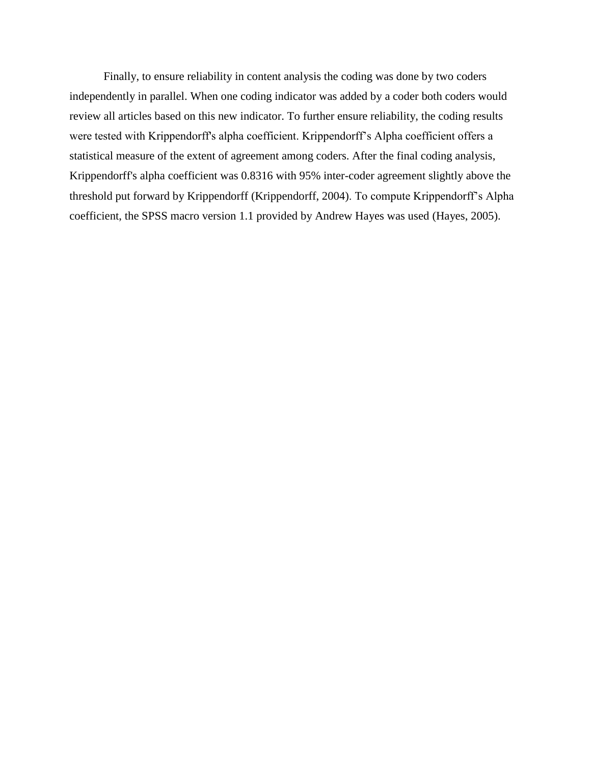Finally, to ensure reliability in content analysis the coding was done by two coders independently in parallel. When one coding indicator was added by a coder both coders would review all articles based on this new indicator. To further ensure reliability, the coding results were tested with Krippendorff's alpha coefficient. Krippendorff's Alpha coefficient offers a statistical measure of the extent of agreement among coders. After the final coding analysis, Krippendorff's alpha coefficient was 0.8316 with 95% inter-coder agreement slightly above the threshold put forward by Krippendorff (Krippendorff, 2004). To compute Krippendorff's Alpha coefficient, the SPSS macro version 1.1 provided by Andrew Hayes was used (Hayes, 2005).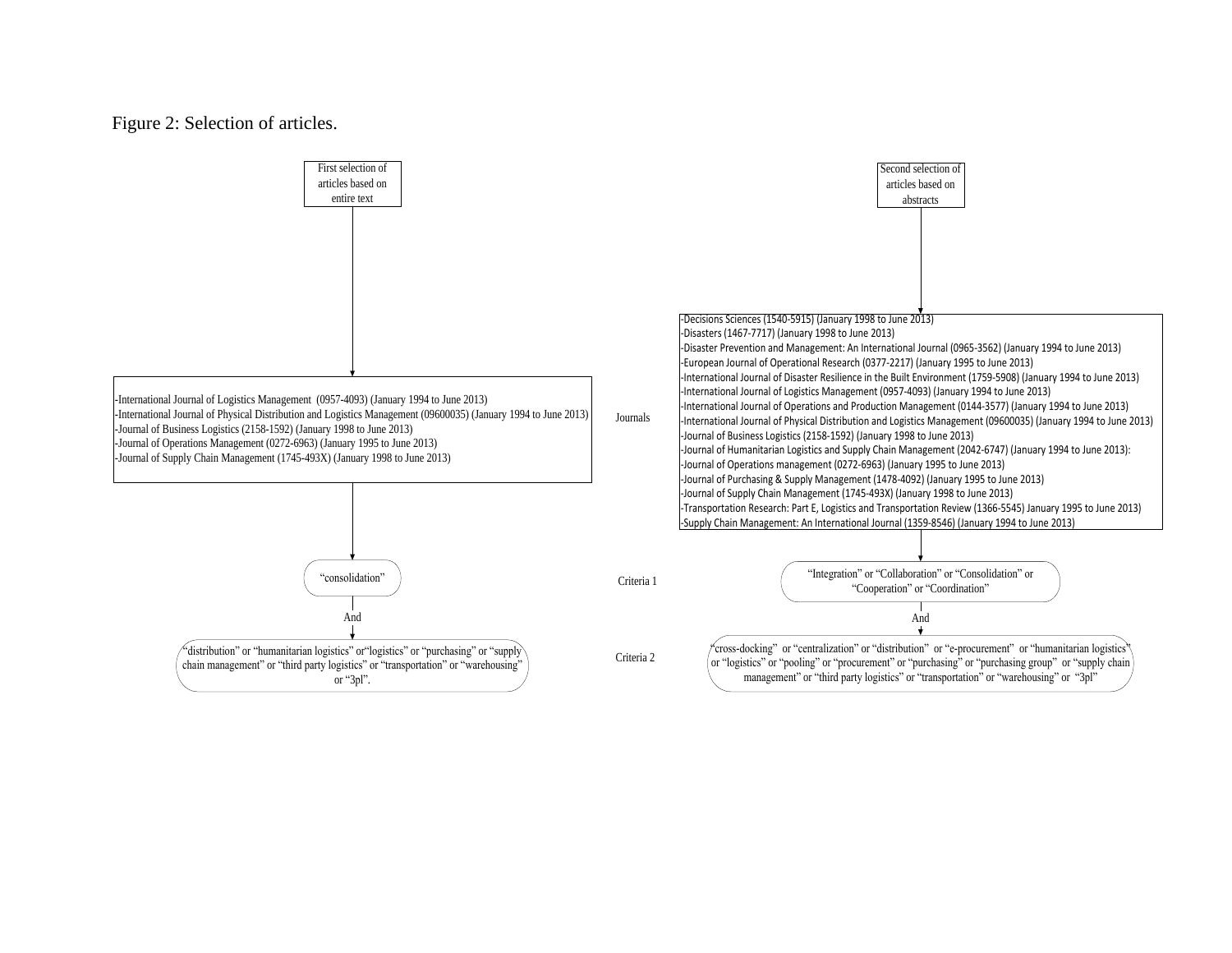Figure 2: Selection of articles.

| | First selection of articles based on entire text | Second selection of articles based on abstracts |
|---|---|---|
| Journals | -International Journal of Logistics Management (0957-4093) (January 1994 to June 2013)<br>-International Journal of Physical Distribution and Logistics Management (09600035) (January 1994 to June 2013)<br>-Journal of Business Logistics (2158-1592) (January 1998 to June 2013)<br>-Journal of Operations Management (0272-6963) (January 1995 to June 2013)<br>-Journal of Supply Chain Management (1745-493X) (January 1998 to June 2013) | -Decisions Sciences (1540-5915) (January 1998 to June 2013)<br>-Disasters (1467-7717) (January 1998 to June 2013)<br>-Disaster Prevention and Management: An International Journal (0965-3562) (January 1994 to June 2013)<br>-European Journal of Operational Research (0377-2217) (January 1995 to June 2013)<br>-International Journal of Disaster Resilience in the Built Environment (1759-5908) (January 1994 to June 2013)<br>-International Journal of Logistics Management (0957-4093) (January 1994 to June 2013)<br>-International Journal of Operations and Production Management (0144-3577) (January 1994 to June 2013)<br>-International Journal of Physical Distribution and Logistics Management (09600035) (January 1994 to June 2013)<br>-Journal of Business Logistics (2158-1592) (January 1998 to June 2013)<br>-Journal of Humanitarian Logistics and Supply Chain Management (2042-6747) (January 1994 to June 2013):<br>-Journal of Operations management (0272-6963) (January 1995 to June 2013)<br>-Journal of Purchasing & Supply Management (1478-4092) (January 1995 to June 2013)<br>-Journal of Supply Chain Management (1745-493X) (January 1998 to June 2013)<br>-Transportation Research: Part E, Logistics and Transportation Review (1366-5545) January 1995 to June 2013)<br>-Supply Chain Management: An International Journal (1359-8546) (January 1994 to June 2013) |
| Criteria 1 | "consolidation" | "Integration" or "Collaboration" or "Consolidation" or "Cooperation" or "Coordination" |
| | And | And |
| Criteria 2 | "distribution" or "humanitarian logistics" or "logistics" or "purchasing" or "supply chain management" or "third party logistics" or "transportation" or "warehousing" or "3pl". | "cross-docking" or "centralization" or "distribution" or "e-procurement" or "humanitarian logistics" or "logistics" or "pooling" or "procurement" or "purchasing" or "purchasing group" or "supply chain management" or "third party logistics" or "transportation" or "warehousing" or "3pl" |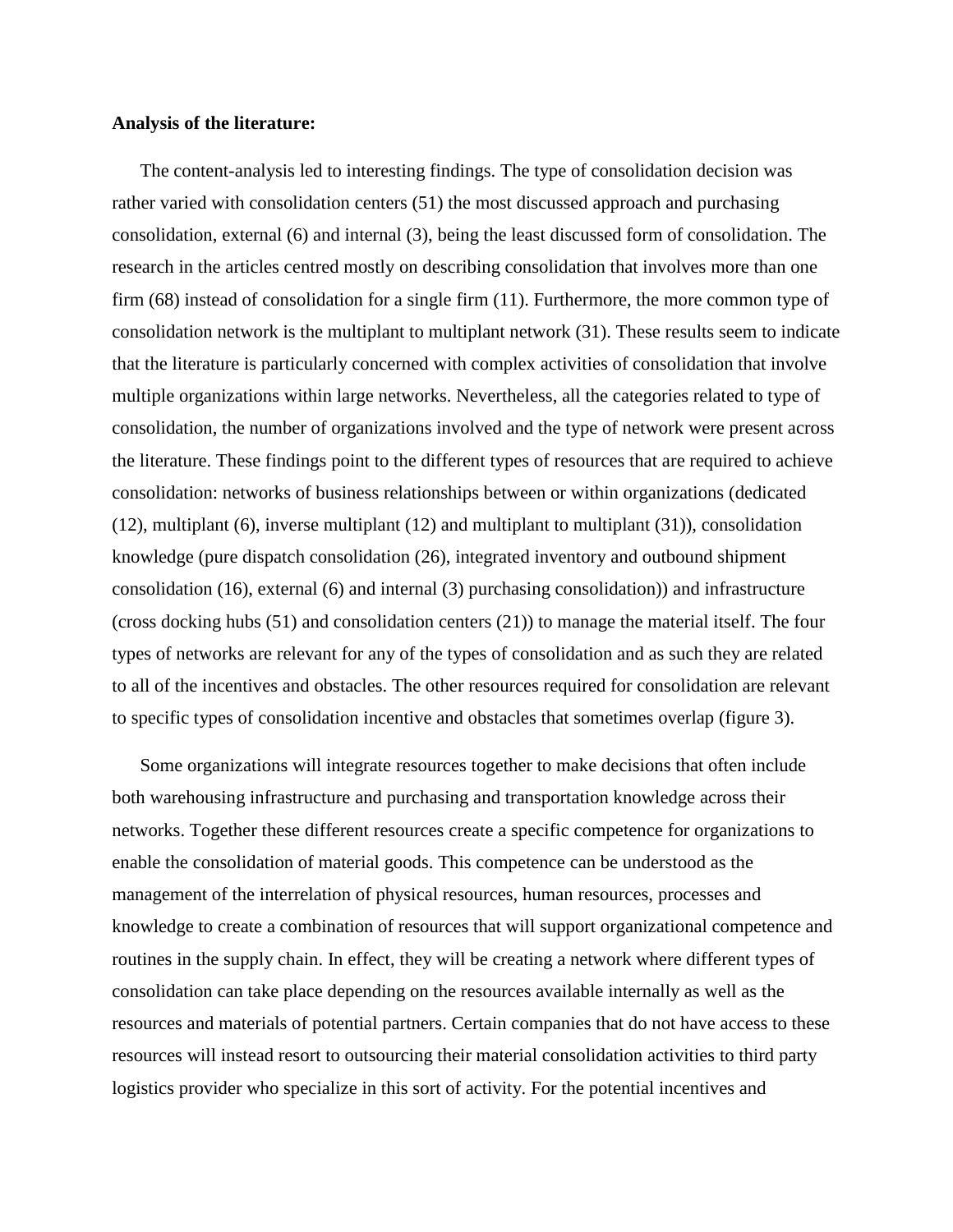**Analysis of the literature:**

The content-analysis led to interesting findings. The type of consolidation decision was rather varied with consolidation centers (51) the most discussed approach and purchasing consolidation, external (6) and internal (3), being the least discussed form of consolidation. The research in the articles centred mostly on describing consolidation that involves more than one firm (68) instead of consolidation for a single firm (11). Furthermore, the more common type of consolidation network is the multiplant to multiplant network (31). These results seem to indicate that the literature is particularly concerned with complex activities of consolidation that involve multiple organizations within large networks. Nevertheless, all the categories related to type of consolidation, the number of organizations involved and the type of network were present across the literature. These findings point to the different types of resources that are required to achieve consolidation: networks of business relationships between or within organizations (dedicated (12), multiplant (6), inverse multiplant (12) and multiplant to multiplant (31)), consolidation knowledge (pure dispatch consolidation (26), integrated inventory and outbound shipment consolidation (16), external (6) and internal (3) purchasing consolidation)) and infrastructure (cross docking hubs (51) and consolidation centers (21)) to manage the material itself. The four types of networks are relevant for any of the types of consolidation and as such they are related to all of the incentives and obstacles. The other resources required for consolidation are relevant to specific types of consolidation incentive and obstacles that sometimes overlap (figure 3).

Some organizations will integrate resources together to make decisions that often include both warehousing infrastructure and purchasing and transportation knowledge across their networks. Together these different resources create a specific competence for organizations to enable the consolidation of material goods. This competence can be understood as the management of the interrelation of physical resources, human resources, processes and knowledge to create a combination of resources that will support organizational competence and routines in the supply chain. In effect, they will be creating a network where different types of consolidation can take place depending on the resources available internally as well as the resources and materials of potential partners. Certain companies that do not have access to these resources will instead resort to outsourcing their material consolidation activities to third party logistics provider who specialize in this sort of activity. For the potential incentives and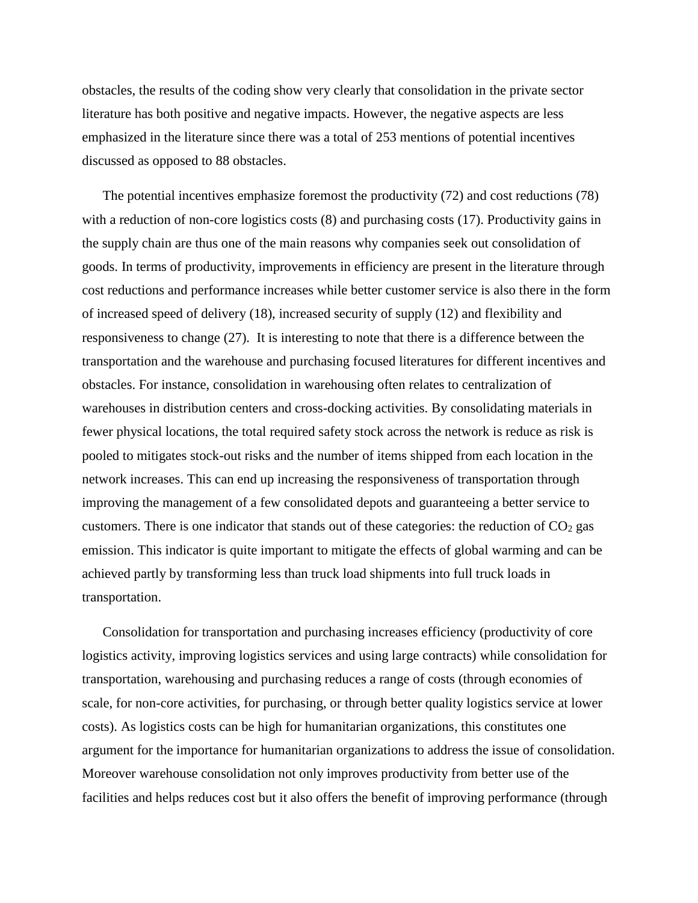obstacles, the results of the coding show very clearly that consolidation in the private sector literature has both positive and negative impacts. However, the negative aspects are less emphasized in the literature since there was a total of 253 mentions of potential incentives discussed as opposed to 88 obstacles.

The potential incentives emphasize foremost the productivity (72) and cost reductions (78) with a reduction of non-core logistics costs (8) and purchasing costs (17). Productivity gains in the supply chain are thus one of the main reasons why companies seek out consolidation of goods. In terms of productivity, improvements in efficiency are present in the literature through cost reductions and performance increases while better customer service is also there in the form of increased speed of delivery (18), increased security of supply (12) and flexibility and responsiveness to change (27). It is interesting to note that there is a difference between the transportation and the warehouse and purchasing focused literatures for different incentives and obstacles. For instance, consolidation in warehousing often relates to centralization of warehouses in distribution centers and cross-docking activities. By consolidating materials in fewer physical locations, the total required safety stock across the network is reduce as risk is pooled to mitigates stock-out risks and the number of items shipped from each location in the network increases. This can end up increasing the responsiveness of transportation through improving the management of a few consolidated depots and guaranteeing a better service to customers. There is one indicator that stands out of these categories: the reduction of $CO_2$ gas emission. This indicator is quite important to mitigate the effects of global warming and can be achieved partly by transforming less than truck load shipments into full truck loads in transportation.

Consolidation for transportation and purchasing increases efficiency (productivity of core logistics activity, improving logistics services and using large contracts) while consolidation for transportation, warehousing and purchasing reduces a range of costs (through economies of scale, for non-core activities, for purchasing, or through better quality logistics service at lower costs). As logistics costs can be high for humanitarian organizations, this constitutes one argument for the importance for humanitarian organizations to address the issue of consolidation. Moreover warehouse consolidation not only improves productivity from better use of the facilities and helps reduces cost but it also offers the benefit of improving performance (through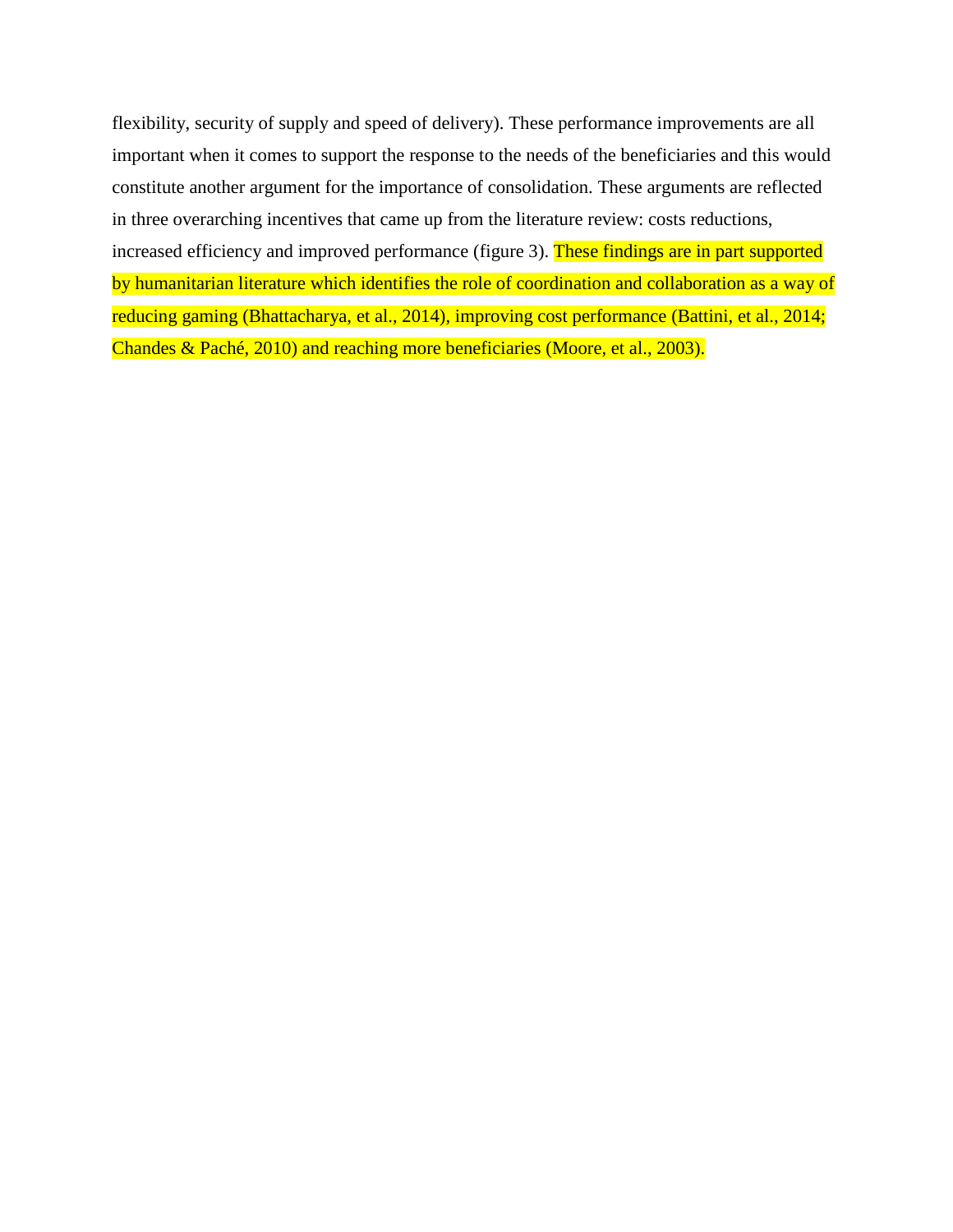flexibility, security of supply and speed of delivery). These performance improvements are all important when it comes to support the response to the needs of the beneficiaries and this would constitute another argument for the importance of consolidation. These arguments are reflected in three overarching incentives that came up from the literature review: costs reductions, increased efficiency and improved performance (figure 3). These findings are in part supported by humanitarian literature which identifies the role of coordination and collaboration as a way of reducing gaming (Bhattacharya, et al., 2014), improving cost performance (Battini, et al., 2014; Chandes & Paché, 2010) and reaching more beneficiaries (Moore, et al., 2003).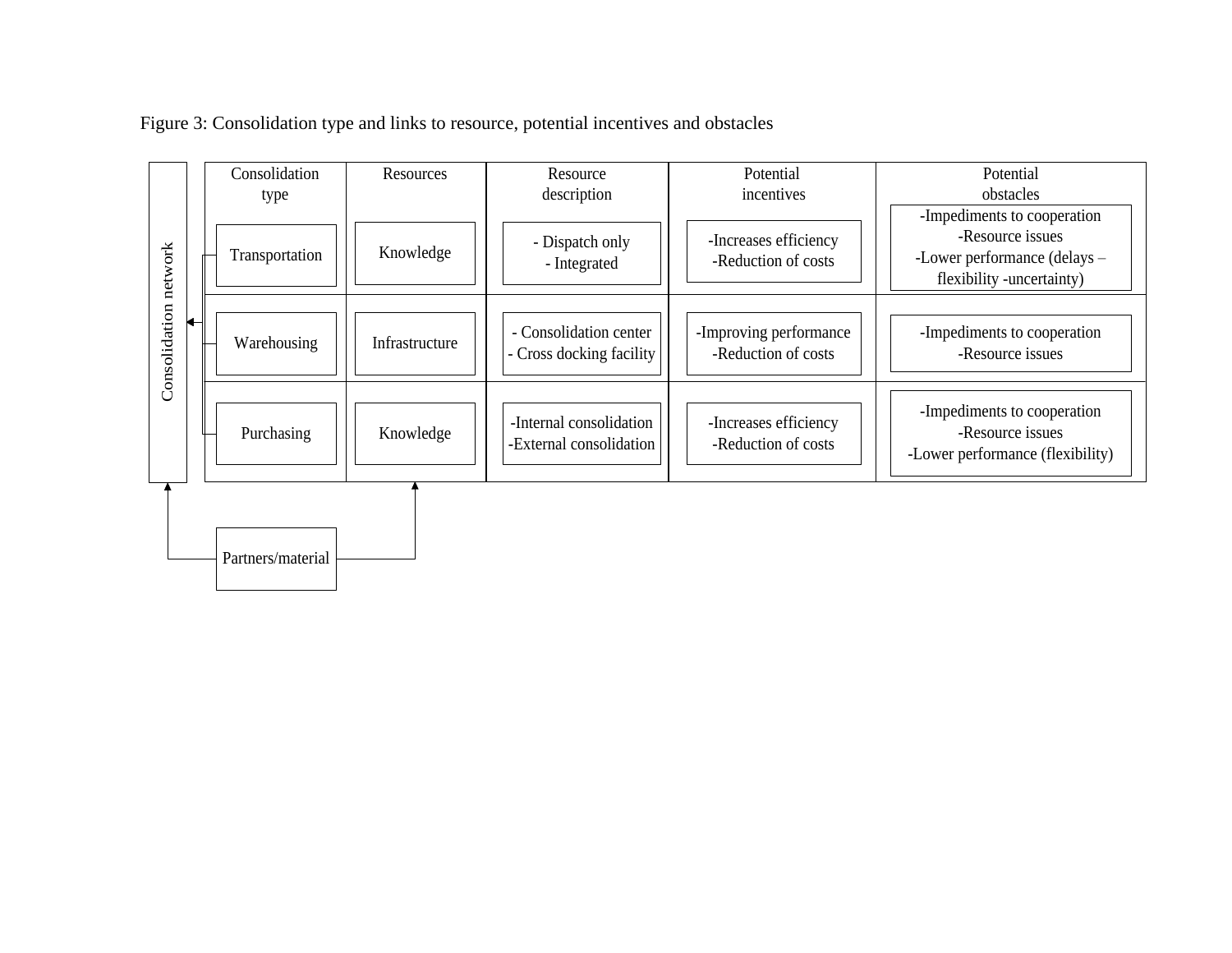Figure 3: Consolidation type and links to resource, potential incentives and obstacles

| Consolidation type | Resources | Resource description | Potential incentives | Potential obstacles |
|---|---|---|---|---|
| Transportation | Knowledge | - Dispatch only<br>- Integrated | -Increases efficiency<br>-Reduction of costs | -Impediments to cooperation<br>-Resource issues<br>-Lower performance (delays – flexibility -uncertainty) |
| Warehousing | Infrastructure | - Consolidation center<br>- Cross docking facility | -Improving performance<br>-Reduction of costs | -Impediments to cooperation<br>-Resource issues |
| Purchasing | Knowledge | -Internal consolidation<br>-External consolidation | -Increases efficiency<br>-Reduction of costs | -Impediments to cooperation<br>-Resource issues<br>-Lower performance (flexibility) |

Consolidation network

Partners/material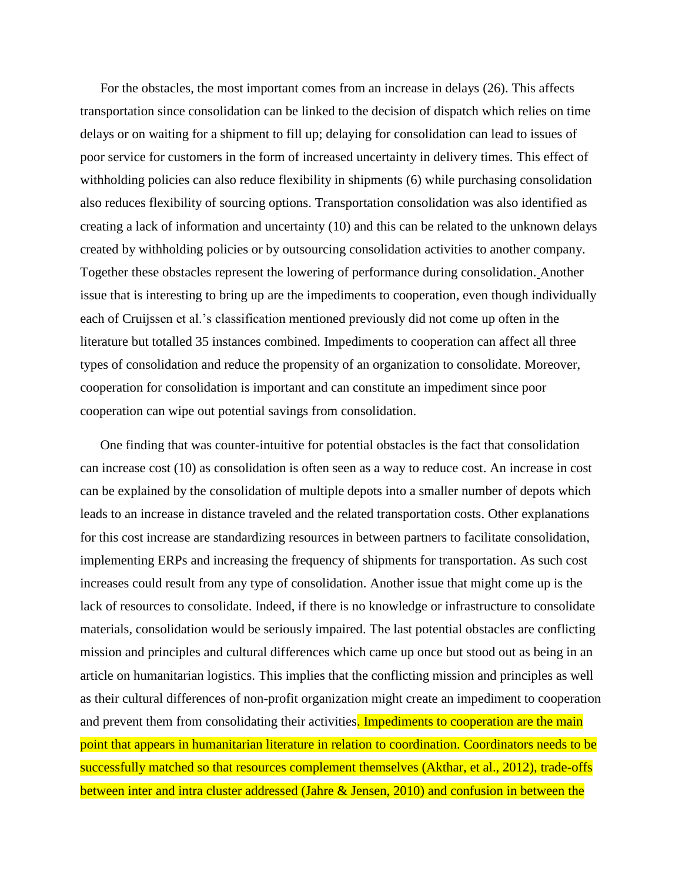For the obstacles, the most important comes from an increase in delays (26). This affects transportation since consolidation can be linked to the decision of dispatch which relies on time delays or on waiting for a shipment to fill up; delaying for consolidation can lead to issues of poor service for customers in the form of increased uncertainty in delivery times. This effect of withholding policies can also reduce flexibility in shipments (6) while purchasing consolidation also reduces flexibility of sourcing options. Transportation consolidation was also identified as creating a lack of information and uncertainty (10) and this can be related to the unknown delays created by withholding policies or by outsourcing consolidation activities to another company. Together these obstacles represent the lowering of performance during consolidation. Another issue that is interesting to bring up are the impediments to cooperation, even though individually each of Cruijssen et al.'s classification mentioned previously did not come up often in the literature but totalled 35 instances combined. Impediments to cooperation can affect all three types of consolidation and reduce the propensity of an organization to consolidate. Moreover, cooperation for consolidation is important and can constitute an impediment since poor cooperation can wipe out potential savings from consolidation.

One finding that was counter-intuitive for potential obstacles is the fact that consolidation can increase cost (10) as consolidation is often seen as a way to reduce cost. An increase in cost can be explained by the consolidation of multiple depots into a smaller number of depots which leads to an increase in distance traveled and the related transportation costs. Other explanations for this cost increase are standardizing resources in between partners to facilitate consolidation, implementing ERPs and increasing the frequency of shipments for transportation. As such cost increases could result from any type of consolidation. Another issue that might come up is the lack of resources to consolidate. Indeed, if there is no knowledge or infrastructure to consolidate materials, consolidation would be seriously impaired. The last potential obstacles are conflicting mission and principles and cultural differences which came up once but stood out as being in an article on humanitarian logistics. This implies that the conflicting mission and principles as well as their cultural differences of non-profit organization might create an impediment to cooperation and prevent them from consolidating their activities. Impediments to cooperation are the main point that appears in humanitarian literature in relation to coordination. Coordinators needs to be successfully matched so that resources complement themselves (Akthar, et al., 2012), trade-offs between inter and intra cluster addressed (Jahre & Jensen, 2010) and confusion in between the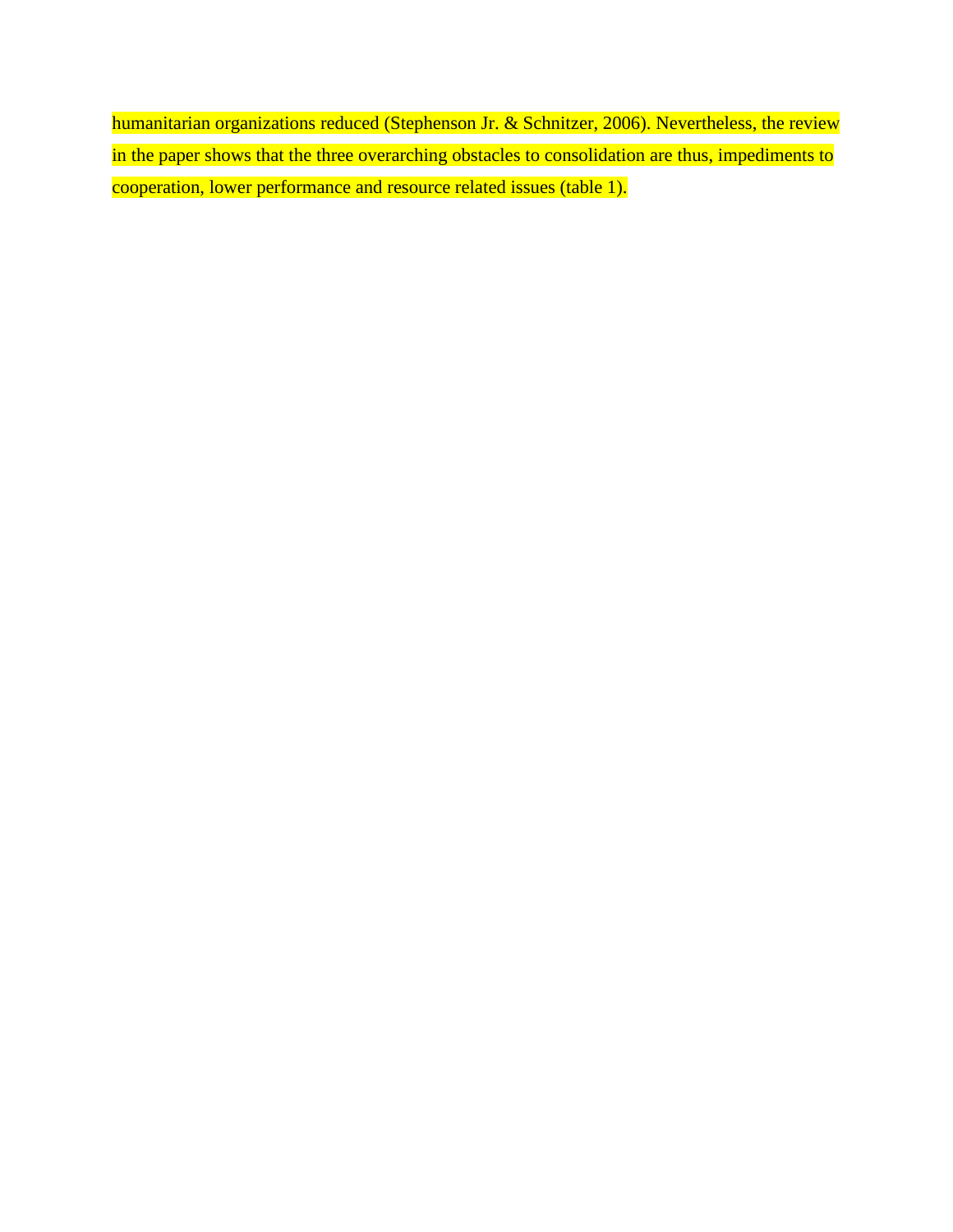humanitarian organizations reduced (Stephenson Jr. & Schnitzer, 2006). Nevertheless, the review in the paper shows that the three overarching obstacles to consolidation are thus, impediments to cooperation, lower performance and resource related issues (table 1).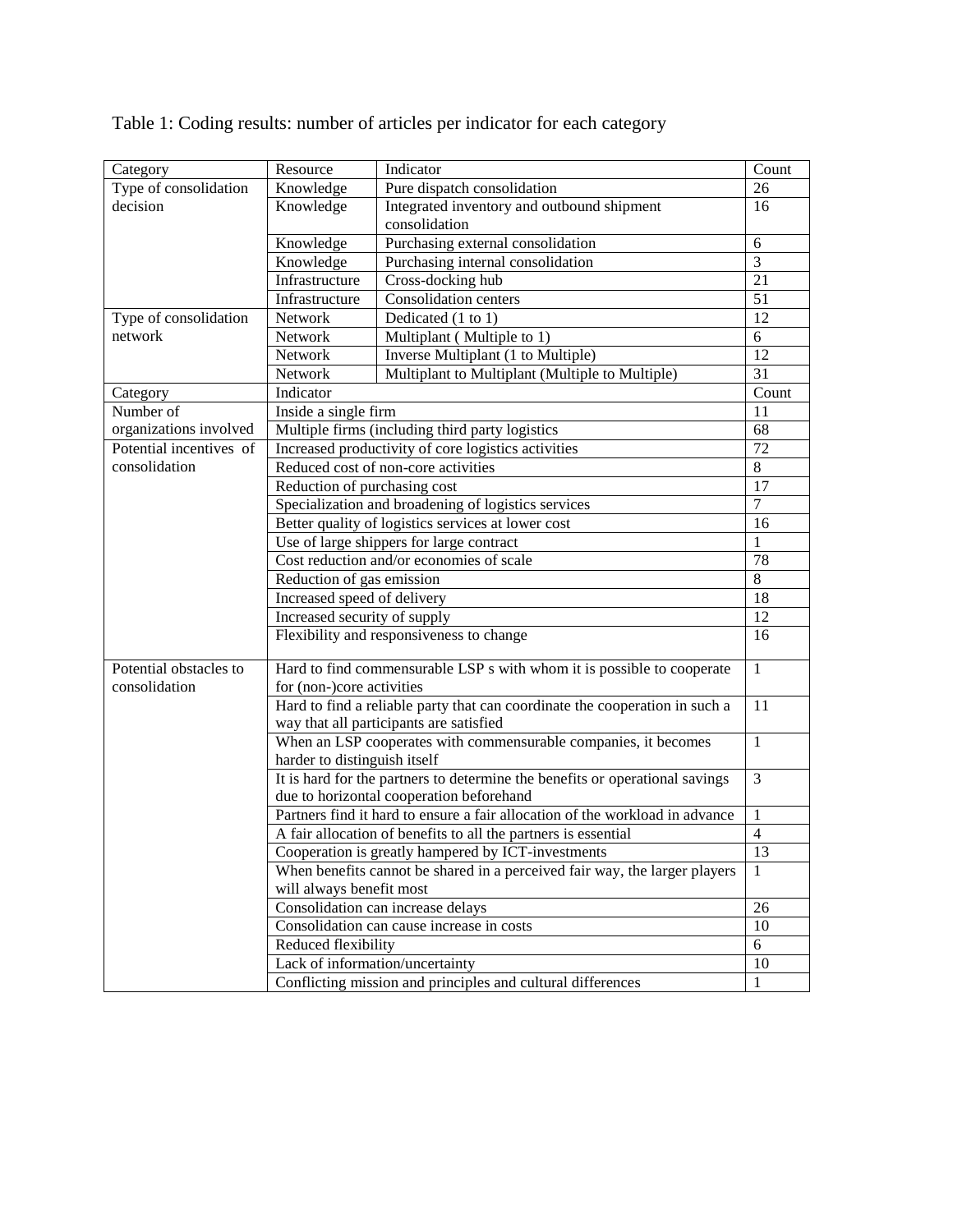Table 1: Coding results: number of articles per indicator for each category

| Category | Resource | Indicator | Count |
|---|---|---|---|
| Type of consolidation decision | Knowledge | Pure dispatch consolidation | 26 |
| | Knowledge | Integrated inventory and outbound shipment consolidation | 16 |
| | Knowledge | Purchasing external consolidation | 6 |
| | Knowledge | Purchasing internal consolidation | 3 |
| | Infrastructure | Cross-docking hub | 21 |
| | Infrastructure | Consolidation centers | 51 |
| Type of consolidation network | Network | Dedicated (1 to 1) | 12 |
| | Network | Multiplant ( Multiple to 1) | 6 |
| | Network | Inverse Multiplant (1 to Multiple) | 12 |
| | Network | Multiplant to Multiplant (Multiple to Multiple) | 31 |
| Category | Indicator | | Count |
| Number of organizations involved | Inside a single firm | | 11 |
| | Multiple firms (including third party logistics | | 68 |
| Potential incentives of consolidation | Increased productivity of core logistics activities | | 72 |
| | Reduced cost of non-core activities | | 8 |
| | Reduction of purchasing cost | | 17 |
| | Specialization and broadening of logistics services | | 7 |
| | Better quality of logistics services at lower cost | | 16 |
| | Use of large shippers for large contract | | 1 |
| | Cost reduction and/or economies of scale | | 78 |
| | Reduction of gas emission | | 8 |
| | Increased speed of delivery | | 18 |
| | Increased security of supply | | 12 |
| | Flexibility and responsiveness to change | | 16 |
| Potential obstacles to consolidation | Hard to find commensurable LSP s with whom it is possible to cooperate for (non-)core activities | | 1 |
| | Hard to find a reliable party that can coordinate the cooperation in such a way that all participants are satisfied | | 11 |
| | When an LSP cooperates with commensurable companies, it becomes harder to distinguish itself | | 1 |
| | It is hard for the partners to determine the benefits or operational savings due to horizontal cooperation beforehand | | 3 |
| | Partners find it hard to ensure a fair allocation of the workload in advance | | 1 |
| | A fair allocation of benefits to all the partners is essential | | 4 |
| | Cooperation is greatly hampered by ICT-investments | | 13 |
| | When benefits cannot be shared in a perceived fair way, the larger players will always benefit most | | 1 |
| | Consolidation can increase delays | | 26 |
| | Consolidation can cause increase in costs | | 10 |
| | Reduced flexibility | | 6 |
| | Lack of information/uncertainty | | 10 |
| | Conflicting mission and principles and cultural differences | | 1 |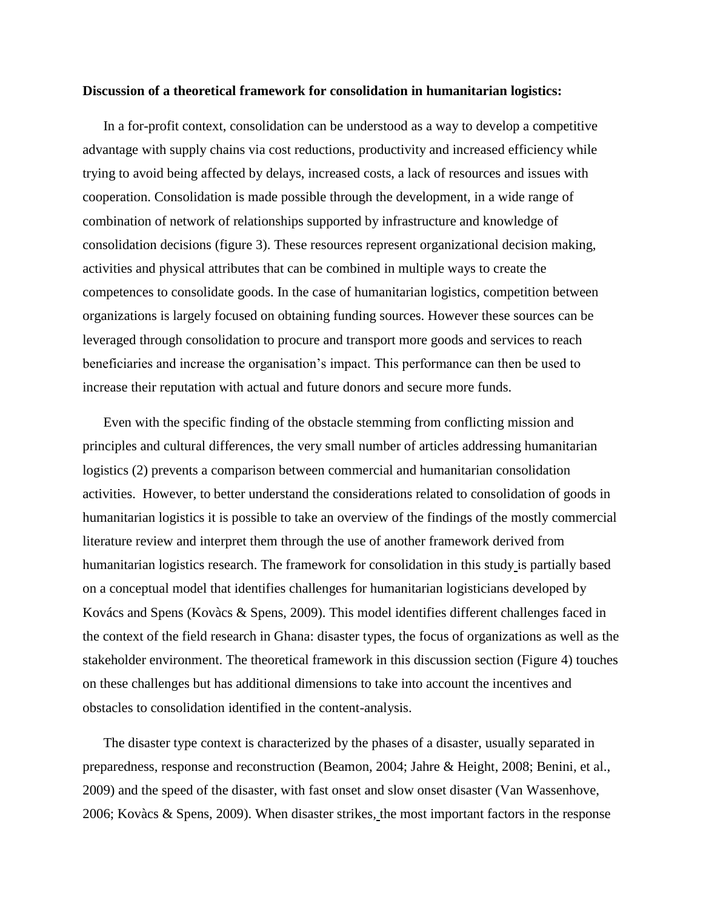**Discussion of a theoretical framework for consolidation in humanitarian logistics:**

In a for-profit context, consolidation can be understood as a way to develop a competitive advantage with supply chains via cost reductions, productivity and increased efficiency while trying to avoid being affected by delays, increased costs, a lack of resources and issues with cooperation. Consolidation is made possible through the development, in a wide range of combination of network of relationships supported by infrastructure and knowledge of consolidation decisions (figure 3). These resources represent organizational decision making, activities and physical attributes that can be combined in multiple ways to create the competences to consolidate goods. In the case of humanitarian logistics, competition between organizations is largely focused on obtaining funding sources. However these sources can be leveraged through consolidation to procure and transport more goods and services to reach beneficiaries and increase the organisation's impact. This performance can then be used to increase their reputation with actual and future donors and secure more funds.

Even with the specific finding of the obstacle stemming from conflicting mission and principles and cultural differences, the very small number of articles addressing humanitarian logistics (2) prevents a comparison between commercial and humanitarian consolidation activities. However, to better understand the considerations related to consolidation of goods in humanitarian logistics it is possible to take an overview of the findings of the mostly commercial literature review and interpret them through the use of another framework derived from humanitarian logistics research. The framework for consolidation in this study is partially based on a conceptual model that identifies challenges for humanitarian logisticians developed by Kovács and Spens (Kovàcs & Spens, 2009). This model identifies different challenges faced in the context of the field research in Ghana: disaster types, the focus of organizations as well as the stakeholder environment. The theoretical framework in this discussion section (Figure 4) touches on these challenges but has additional dimensions to take into account the incentives and obstacles to consolidation identified in the content-analysis.

The disaster type context is characterized by the phases of a disaster, usually separated in preparedness, response and reconstruction (Beamon, 2004; Jahre & Height, 2008; Benini, et al., 2009) and the speed of the disaster, with fast onset and slow onset disaster (Van Wassenhove, 2006; Kovàcs & Spens, 2009). When disaster strikes, the most important factors in the response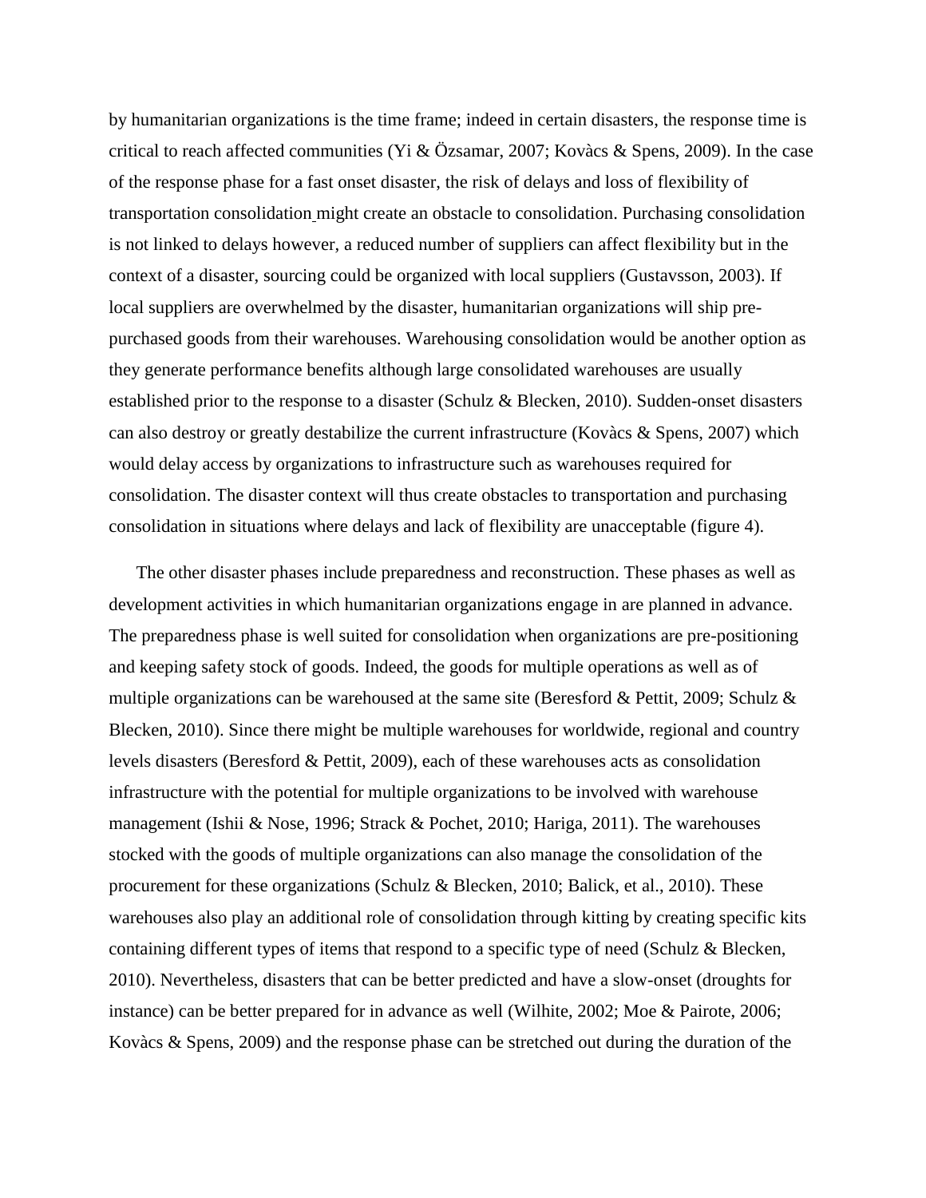by humanitarian organizations is the time frame; indeed in certain disasters, the response time is critical to reach affected communities (Yi & Özsamar, 2007; Kovàcs & Spens, 2009). In the case of the response phase for a fast onset disaster, the risk of delays and loss of flexibility of transportation consolidation might create an obstacle to consolidation. Purchasing consolidation is not linked to delays however, a reduced number of suppliers can affect flexibility but in the context of a disaster, sourcing could be organized with local suppliers (Gustavsson, 2003). If local suppliers are overwhelmed by the disaster, humanitarian organizations will ship pre-purchased goods from their warehouses. Warehousing consolidation would be another option as they generate performance benefits although large consolidated warehouses are usually established prior to the response to a disaster (Schulz & Blecken, 2010). Sudden-onset disasters can also destroy or greatly destabilize the current infrastructure (Kovàcs & Spens, 2007) which would delay access by organizations to infrastructure such as warehouses required for consolidation. The disaster context will thus create obstacles to transportation and purchasing consolidation in situations where delays and lack of flexibility are unacceptable (figure 4).

The other disaster phases include preparedness and reconstruction. These phases as well as development activities in which humanitarian organizations engage in are planned in advance. The preparedness phase is well suited for consolidation when organizations are pre-positioning and keeping safety stock of goods. Indeed, the goods for multiple operations as well as of multiple organizations can be warehoused at the same site (Beresford & Pettit, 2009; Schulz & Blecken, 2010). Since there might be multiple warehouses for worldwide, regional and country levels disasters (Beresford & Pettit, 2009), each of these warehouses acts as consolidation infrastructure with the potential for multiple organizations to be involved with warehouse management (Ishii & Nose, 1996; Strack & Pochet, 2010; Hariga, 2011). The warehouses stocked with the goods of multiple organizations can also manage the consolidation of the procurement for these organizations (Schulz & Blecken, 2010; Balick, et al., 2010). These warehouses also play an additional role of consolidation through kitting by creating specific kits containing different types of items that respond to a specific type of need (Schulz & Blecken, 2010). Nevertheless, disasters that can be better predicted and have a slow-onset (droughts for instance) can be better prepared for in advance as well (Wilhite, 2002; Moe & Pairote, 2006; Kovàcs & Spens, 2009) and the response phase can be stretched out during the duration of the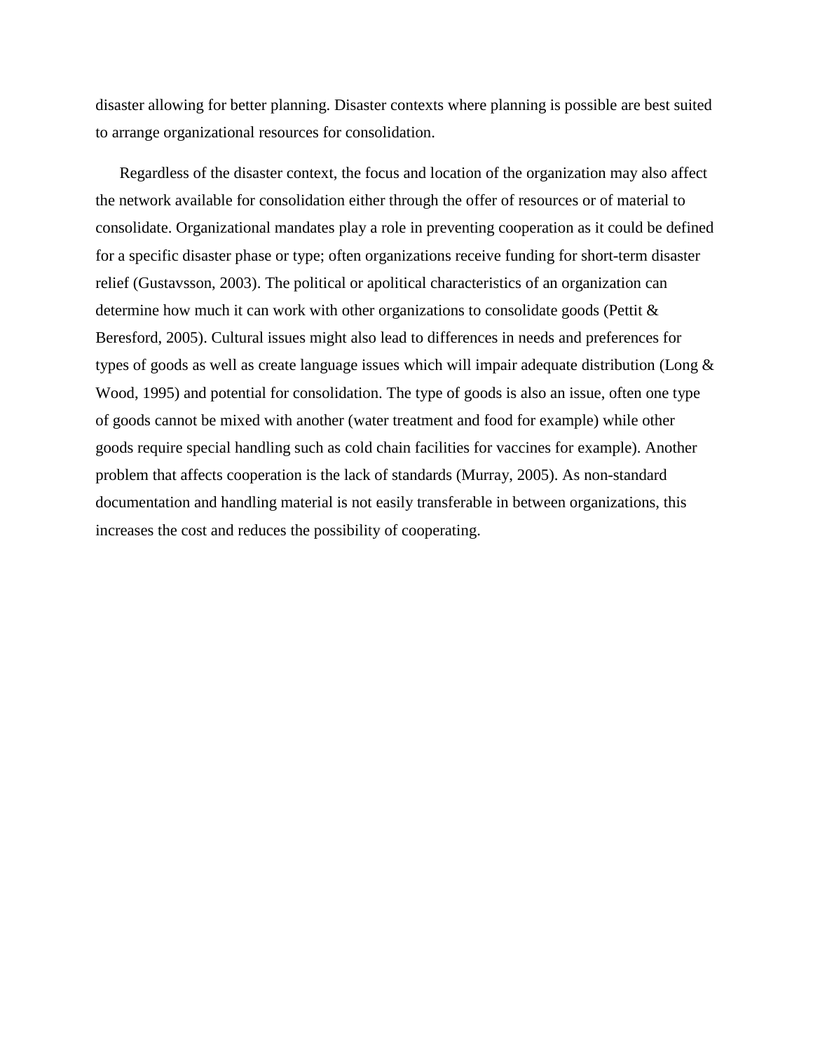disaster allowing for better planning. Disaster contexts where planning is possible are best suited to arrange organizational resources for consolidation.

Regardless of the disaster context, the focus and location of the organization may also affect the network available for consolidation either through the offer of resources or of material to consolidate. Organizational mandates play a role in preventing cooperation as it could be defined for a specific disaster phase or type; often organizations receive funding for short-term disaster relief (Gustavsson, 2003). The political or apolitical characteristics of an organization can determine how much it can work with other organizations to consolidate goods (Pettit & Beresford, 2005). Cultural issues might also lead to differences in needs and preferences for types of goods as well as create language issues which will impair adequate distribution (Long & Wood, 1995) and potential for consolidation. The type of goods is also an issue, often one type of goods cannot be mixed with another (water treatment and food for example) while other goods require special handling such as cold chain facilities for vaccines for example). Another problem that affects cooperation is the lack of standards (Murray, 2005). As non-standard documentation and handling material is not easily transferable in between organizations, this increases the cost and reduces the possibility of cooperating.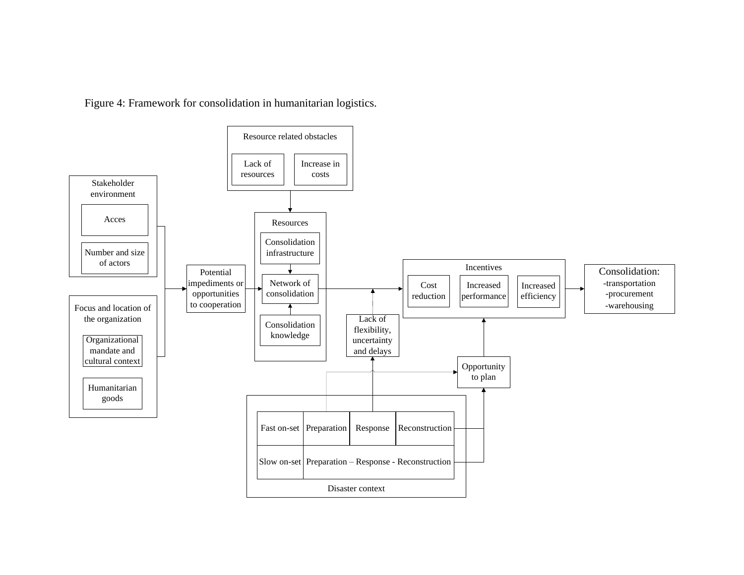Figure 4: Framework for consolidation in humanitarian logistics.

Resource related obstacles

Lack of resources

Increase in costs

Stakeholder environment

Acces

Number and size of actors

Focus and location of the organization

Organizational mandate and cultural context

Humanitarian goods

Potential impediments or opportunities to cooperation

Resources

Consolidation infrastructure

Network of consolidation

Consolidation knowledge

Lack of flexibility, uncertainty and delays

Incentives

Cost reduction

Increased performance

Increased efficiency

Consolidation:
-transportation
-procurement
-warehousing

Opportunity to plan

| Fast on-set | Preparation | Response | Reconstruction |
|---|---|---|---|
| Slow on-set | Preparation – Response - Reconstruction | | |

Disaster context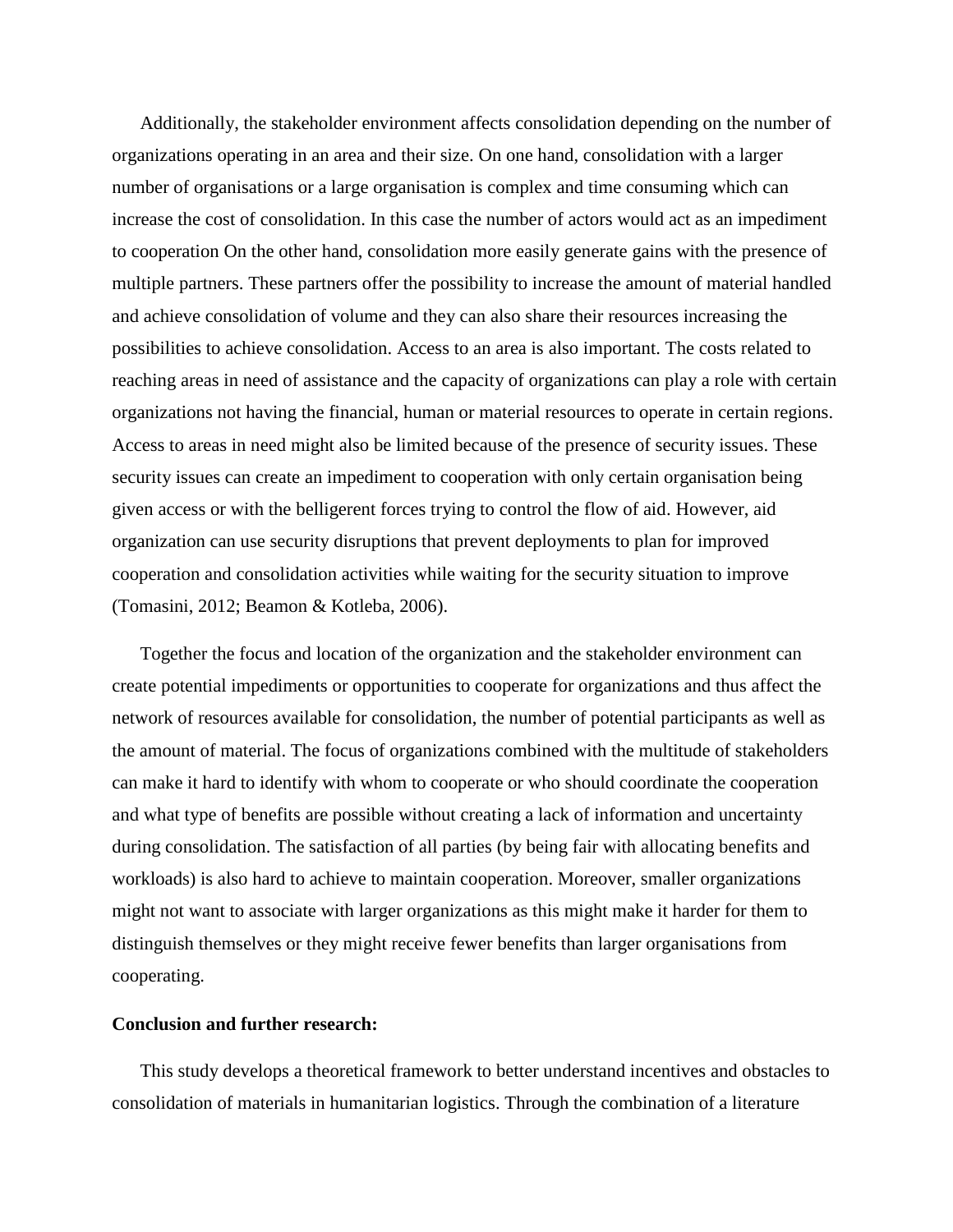Additionally, the stakeholder environment affects consolidation depending on the number of organizations operating in an area and their size. On one hand, consolidation with a larger number of organisations or a large organisation is complex and time consuming which can increase the cost of consolidation. In this case the number of actors would act as an impediment to cooperation On the other hand, consolidation more easily generate gains with the presence of multiple partners. These partners offer the possibility to increase the amount of material handled and achieve consolidation of volume and they can also share their resources increasing the possibilities to achieve consolidation. Access to an area is also important. The costs related to reaching areas in need of assistance and the capacity of organizations can play a role with certain organizations not having the financial, human or material resources to operate in certain regions. Access to areas in need might also be limited because of the presence of security issues. These security issues can create an impediment to cooperation with only certain organisation being given access or with the belligerent forces trying to control the flow of aid. However, aid organization can use security disruptions that prevent deployments to plan for improved cooperation and consolidation activities while waiting for the security situation to improve (Tomasini, 2012; Beamon & Kotleba, 2006).

Together the focus and location of the organization and the stakeholder environment can create potential impediments or opportunities to cooperate for organizations and thus affect the network of resources available for consolidation, the number of potential participants as well as the amount of material. The focus of organizations combined with the multitude of stakeholders can make it hard to identify with whom to cooperate or who should coordinate the cooperation and what type of benefits are possible without creating a lack of information and uncertainty during consolidation. The satisfaction of all parties (by being fair with allocating benefits and workloads) is also hard to achieve to maintain cooperation. Moreover, smaller organizations might not want to associate with larger organizations as this might make it harder for them to distinguish themselves or they might receive fewer benefits than larger organisations from cooperating.

**Conclusion and further research:**

This study develops a theoretical framework to better understand incentives and obstacles to consolidation of materials in humanitarian logistics. Through the combination of a literature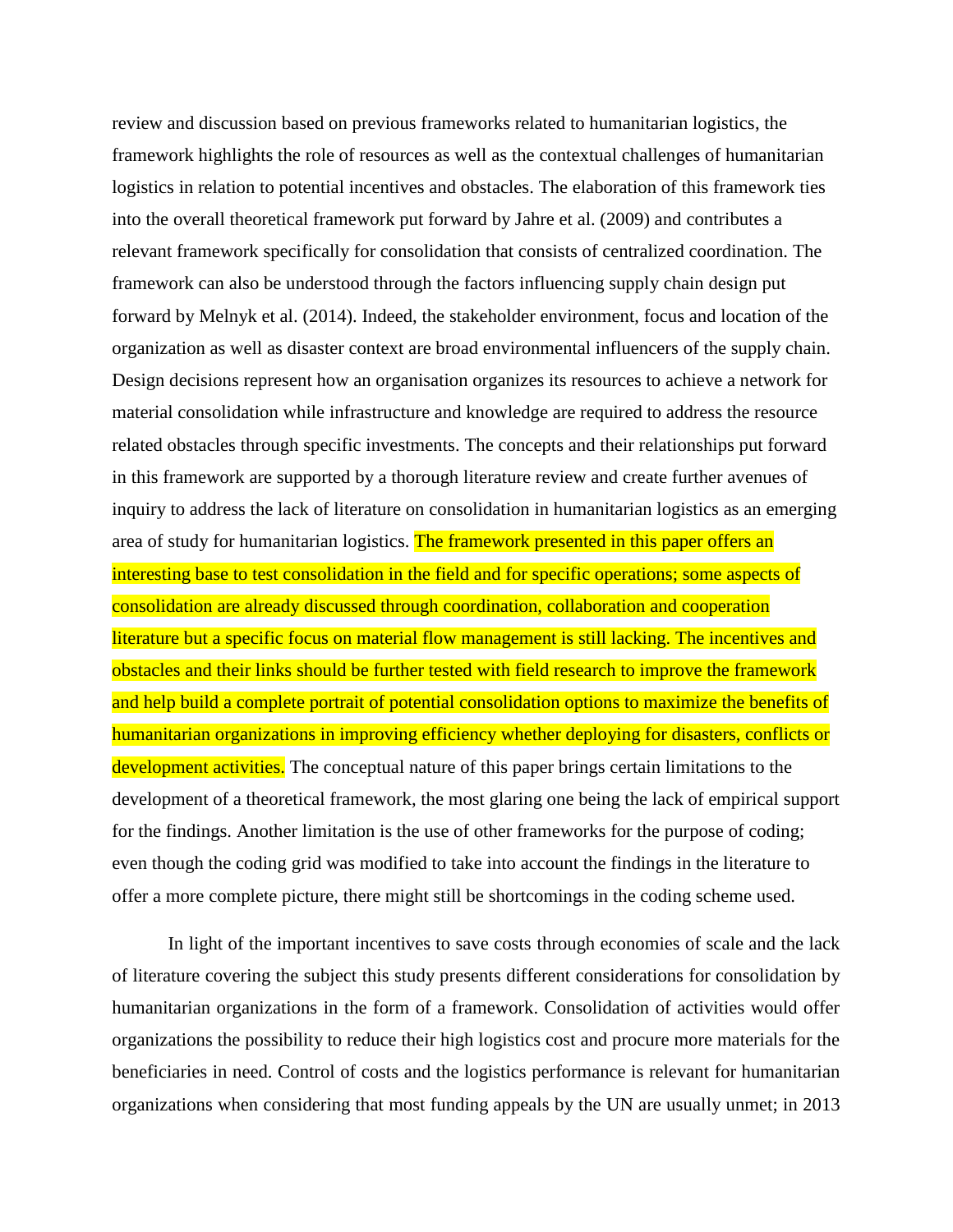review and discussion based on previous frameworks related to humanitarian logistics, the framework highlights the role of resources as well as the contextual challenges of humanitarian logistics in relation to potential incentives and obstacles. The elaboration of this framework ties into the overall theoretical framework put forward by Jahre et al. (2009) and contributes a relevant framework specifically for consolidation that consists of centralized coordination. The framework can also be understood through the factors influencing supply chain design put forward by Melnyk et al. (2014). Indeed, the stakeholder environment, focus and location of the organization as well as disaster context are broad environmental influencers of the supply chain. Design decisions represent how an organisation organizes its resources to achieve a network for material consolidation while infrastructure and knowledge are required to address the resource related obstacles through specific investments. The concepts and their relationships put forward in this framework are supported by a thorough literature review and create further avenues of inquiry to address the lack of literature on consolidation in humanitarian logistics as an emerging area of study for humanitarian logistics. The framework presented in this paper offers an interesting base to test consolidation in the field and for specific operations; some aspects of consolidation are already discussed through coordination, collaboration and cooperation literature but a specific focus on material flow management is still lacking. The incentives and obstacles and their links should be further tested with field research to improve the framework and help build a complete portrait of potential consolidation options to maximize the benefits of humanitarian organizations in improving efficiency whether deploying for disasters, conflicts or development activities. The conceptual nature of this paper brings certain limitations to the development of a theoretical framework, the most glaring one being the lack of empirical support for the findings. Another limitation is the use of other frameworks for the purpose of coding; even though the coding grid was modified to take into account the findings in the literature to offer a more complete picture, there might still be shortcomings in the coding scheme used.

In light of the important incentives to save costs through economies of scale and the lack of literature covering the subject this study presents different considerations for consolidation by humanitarian organizations in the form of a framework. Consolidation of activities would offer organizations the possibility to reduce their high logistics cost and procure more materials for the beneficiaries in need. Control of costs and the logistics performance is relevant for humanitarian organizations when considering that most funding appeals by the UN are usually unmet; in 2013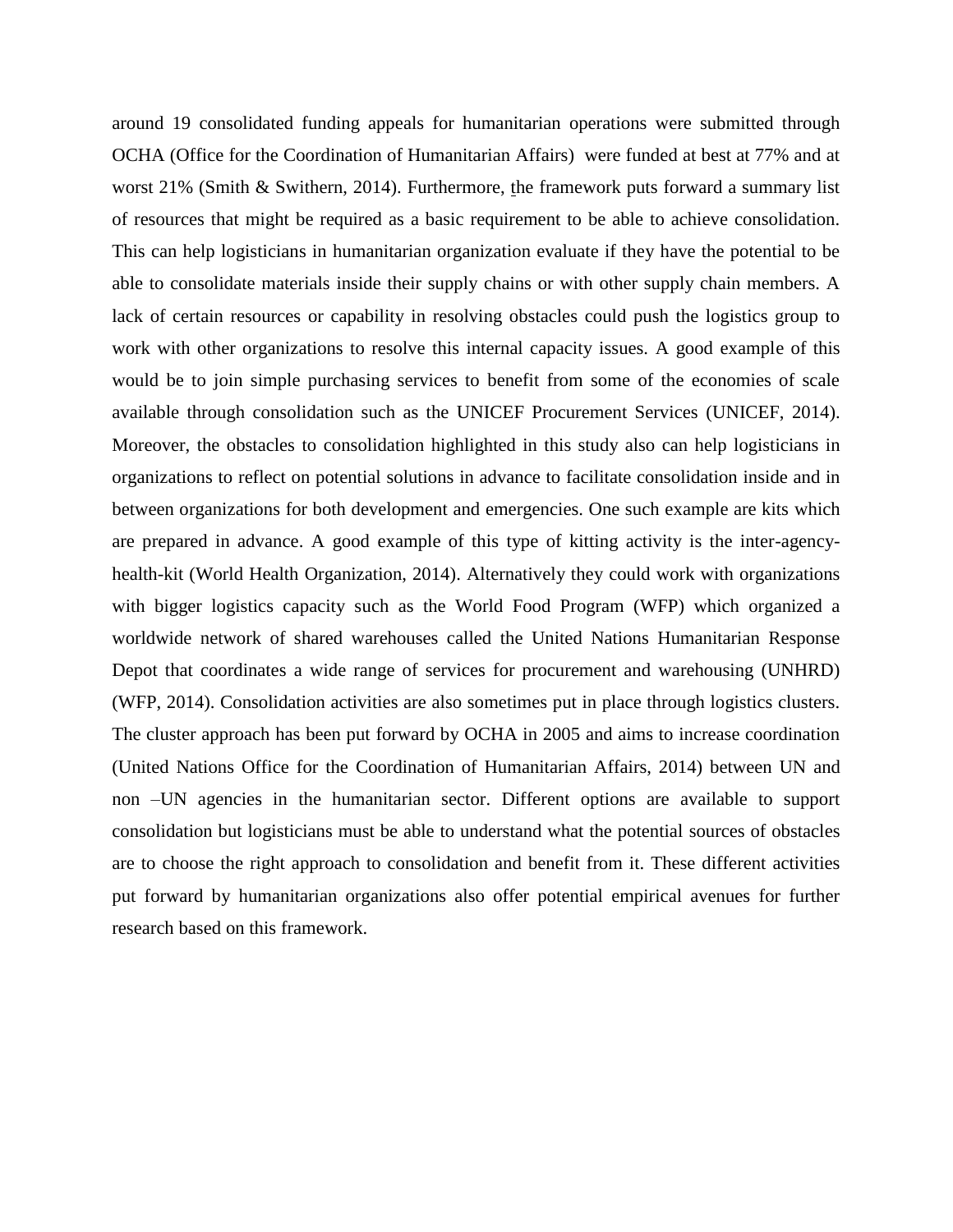around 19 consolidated funding appeals for humanitarian operations were submitted through OCHA (Office for the Coordination of Humanitarian Affairs) were funded at best at 77% and at worst 21% (Smith & Swithern, 2014). Furthermore, the framework puts forward a summary list of resources that might be required as a basic requirement to be able to achieve consolidation. This can help logisticians in humanitarian organization evaluate if they have the potential to be able to consolidate materials inside their supply chains or with other supply chain members. A lack of certain resources or capability in resolving obstacles could push the logistics group to work with other organizations to resolve this internal capacity issues. A good example of this would be to join simple purchasing services to benefit from some of the economies of scale available through consolidation such as the UNICEF Procurement Services (UNICEF, 2014). Moreover, the obstacles to consolidation highlighted in this study also can help logisticians in organizations to reflect on potential solutions in advance to facilitate consolidation inside and in between organizations for both development and emergencies. One such example are kits which are prepared in advance. A good example of this type of kitting activity is the inter-agency-health-kit (World Health Organization, 2014). Alternatively they could work with organizations with bigger logistics capacity such as the World Food Program (WFP) which organized a worldwide network of shared warehouses called the United Nations Humanitarian Response Depot that coordinates a wide range of services for procurement and warehousing (UNHRD) (WFP, 2014). Consolidation activities are also sometimes put in place through logistics clusters. The cluster approach has been put forward by OCHA in 2005 and aims to increase coordination (United Nations Office for the Coordination of Humanitarian Affairs, 2014) between UN and non –UN agencies in the humanitarian sector. Different options are available to support consolidation but logisticians must be able to understand what the potential sources of obstacles are to choose the right approach to consolidation and benefit from it. These different activities put forward by humanitarian organizations also offer potential empirical avenues for further research based on this framework.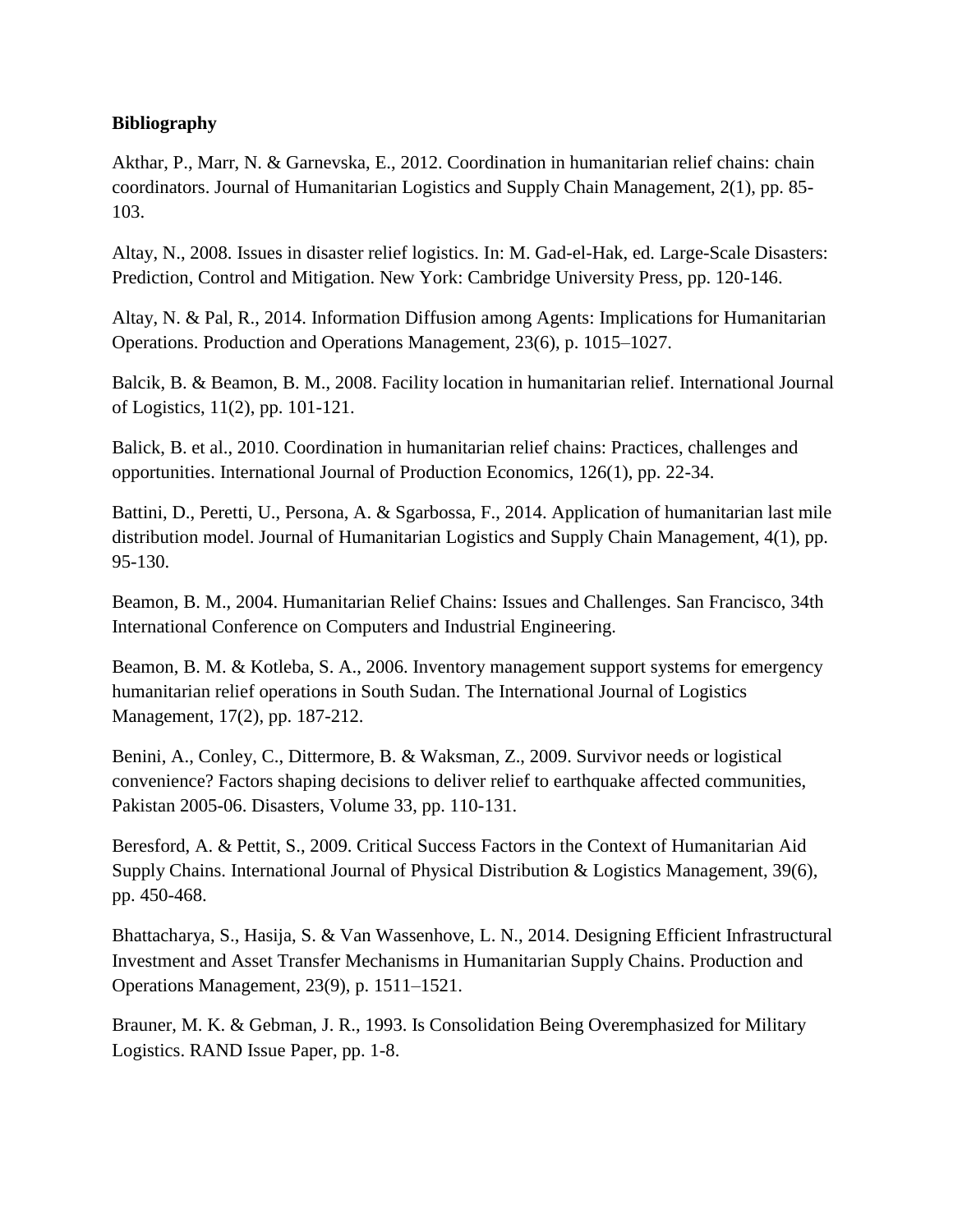**Bibliography**

Akthar, P., Marr, N. & Garnevska, E., 2012. Coordination in humanitarian relief chains: chain coordinators. Journal of Humanitarian Logistics and Supply Chain Management, 2(1), pp. 85-103.

Altay, N., 2008. Issues in disaster relief logistics. In: M. Gad-el-Hak, ed. Large-Scale Disasters: Prediction, Control and Mitigation. New York: Cambridge University Press, pp. 120-146.

Altay, N. & Pal, R., 2014. Information Diffusion among Agents: Implications for Humanitarian Operations. Production and Operations Management, 23(6), p. 1015–1027.

Balcik, B. & Beamon, B. M., 2008. Facility location in humanitarian relief. International Journal of Logistics, 11(2), pp. 101-121.

Balick, B. et al., 2010. Coordination in humanitarian relief chains: Practices, challenges and opportunities. International Journal of Production Economics, 126(1), pp. 22-34.

Battini, D., Peretti, U., Persona, A. & Sgarbossa, F., 2014. Application of humanitarian last mile distribution model. Journal of Humanitarian Logistics and Supply Chain Management, 4(1), pp. 95-130.

Beamon, B. M., 2004. Humanitarian Relief Chains: Issues and Challenges. San Francisco, 34th International Conference on Computers and Industrial Engineering.

Beamon, B. M. & Kotleba, S. A., 2006. Inventory management support systems for emergency humanitarian relief operations in South Sudan. The International Journal of Logistics Management, 17(2), pp. 187-212.

Benini, A., Conley, C., Dittermore, B. & Waksman, Z., 2009. Survivor needs or logistical convenience? Factors shaping decisions to deliver relief to earthquake affected communities, Pakistan 2005-06. Disasters, Volume 33, pp. 110-131.

Beresford, A. & Pettit, S., 2009. Critical Success Factors in the Context of Humanitarian Aid Supply Chains. International Journal of Physical Distribution & Logistics Management, 39(6), pp. 450-468.

Bhattacharya, S., Hasija, S. & Van Wassenhove, L. N., 2014. Designing Efficient Infrastructural Investment and Asset Transfer Mechanisms in Humanitarian Supply Chains. Production and Operations Management, 23(9), p. 1511–1521.

Brauner, M. K. & Gebman, J. R., 1993. Is Consolidation Being Overemphasized for Military Logistics. RAND Issue Paper, pp. 1-8.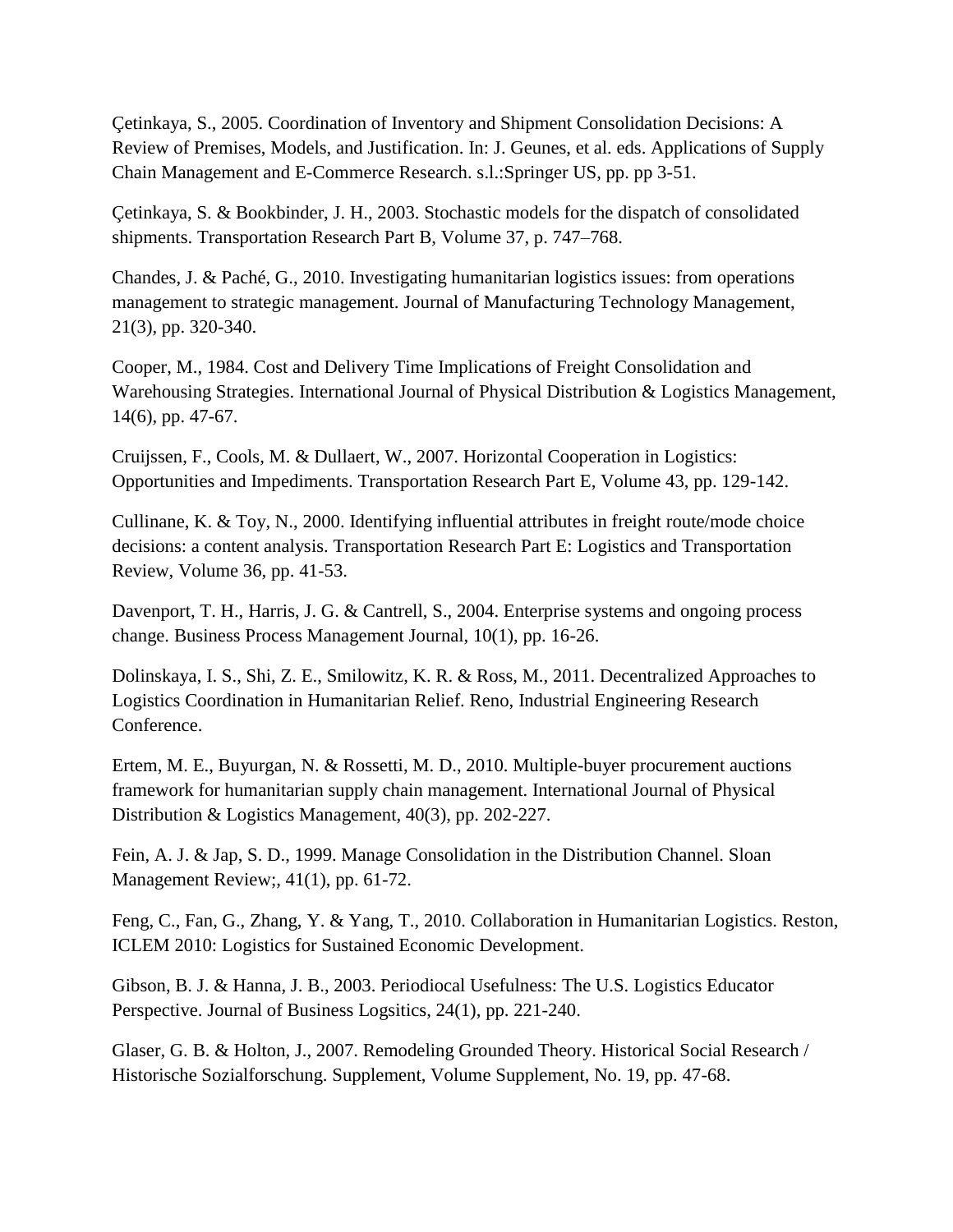Çetinkaya, S., 2005. Coordination of Inventory and Shipment Consolidation Decisions: A Review of Premises, Models, and Justification. In: J. Geunes, et al. eds. Applications of Supply Chain Management and E-Commerce Research. s.l.:Springer US, pp. pp 3-51.

Çetinkaya, S. & Bookbinder, J. H., 2003. Stochastic models for the dispatch of consolidated shipments. Transportation Research Part B, Volume 37, p. 747–768.

Chandes, J. & Paché, G., 2010. Investigating humanitarian logistics issues: from operations management to strategic management. Journal of Manufacturing Technology Management, 21(3), pp. 320-340.

Cooper, M., 1984. Cost and Delivery Time Implications of Freight Consolidation and Warehousing Strategies. International Journal of Physical Distribution & Logistics Management, 14(6), pp. 47-67.

Cruijssen, F., Cools, M. & Dullaert, W., 2007. Horizontal Cooperation in Logistics: Opportunities and Impediments. Transportation Research Part E, Volume 43, pp. 129-142.

Cullinane, K. & Toy, N., 2000. Identifying influential attributes in freight route/mode choice decisions: a content analysis. Transportation Research Part E: Logistics and Transportation Review, Volume 36, pp. 41-53.

Davenport, T. H., Harris, J. G. & Cantrell, S., 2004. Enterprise systems and ongoing process change. Business Process Management Journal, 10(1), pp. 16-26.

Dolinskaya, I. S., Shi, Z. E., Smilowitz, K. R. & Ross, M., 2011. Decentralized Approaches to Logistics Coordination in Humanitarian Relief. Reno, Industrial Engineering Research Conference.

Ertem, M. E., Buyurgan, N. & Rossetti, M. D., 2010. Multiple-buyer procurement auctions framework for humanitarian supply chain management. International Journal of Physical Distribution & Logistics Management, 40(3), pp. 202-227.

Fein, A. J. & Jap, S. D., 1999. Manage Consolidation in the Distribution Channel. Sloan Management Review;, 41(1), pp. 61-72.

Feng, C., Fan, G., Zhang, Y. & Yang, T., 2010. Collaboration in Humanitarian Logistics. Reston, ICLEM 2010: Logistics for Sustained Economic Development.

Gibson, B. J. & Hanna, J. B., 2003. Periodiocal Usefulness: The U.S. Logistics Educator Perspective. Journal of Business Logsitics, 24(1), pp. 221-240.

Glaser, G. B. & Holton, J., 2007. Remodeling Grounded Theory. Historical Social Research / Historische Sozialforschung. Supplement, Volume Supplement, No. 19, pp. 47-68.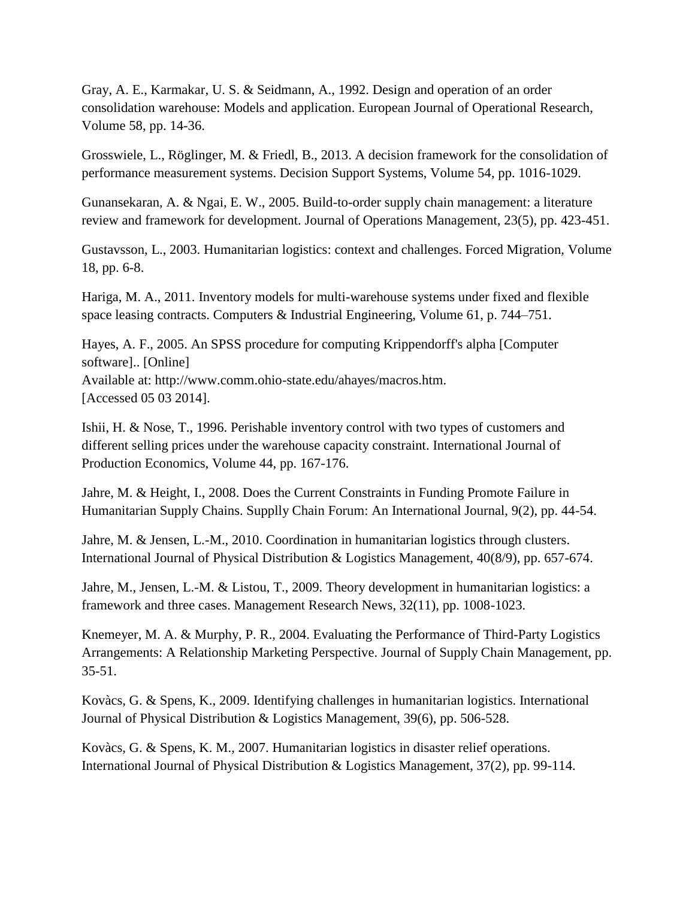Gray, A. E., Karmakar, U. S. & Seidmann, A., 1992. Design and operation of an order consolidation warehouse: Models and application. European Journal of Operational Research, Volume 58, pp. 14-36.

Grosswiele, L., Röglinger, M. & Friedl, B., 2013. A decision framework for the consolidation of performance measurement systems. Decision Support Systems, Volume 54, pp. 1016-1029.

Gunansekaran, A. & Ngai, E. W., 2005. Build-to-order supply chain management: a literature review and framework for development. Journal of Operations Management, 23(5), pp. 423-451.

Gustavsson, L., 2003. Humanitarian logistics: context and challenges. Forced Migration, Volume 18, pp. 6-8.

Hariga, M. A., 2011. Inventory models for multi-warehouse systems under fixed and flexible space leasing contracts. Computers & Industrial Engineering, Volume 61, p. 744–751.

Hayes, A. F., 2005. An SPSS procedure for computing Krippendorff's alpha [Computer software].. [Online]
Available at: http://www.comm.ohio-state.edu/ahayes/macros.htm.
[Accessed 05 03 2014].

Ishii, H. & Nose, T., 1996. Perishable inventory control with two types of customers and different selling prices under the warehouse capacity constraint. International Journal of Production Economics, Volume 44, pp. 167-176.

Jahre, M. & Height, I., 2008. Does the Current Constraints in Funding Promote Failure in Humanitarian Supply Chains. Supplly Chain Forum: An International Journal, 9(2), pp. 44-54.

Jahre, M. & Jensen, L.-M., 2010. Coordination in humanitarian logistics through clusters. International Journal of Physical Distribution & Logistics Management, 40(8/9), pp. 657-674.

Jahre, M., Jensen, L.-M. & Listou, T., 2009. Theory development in humanitarian logistics: a framework and three cases. Management Research News, 32(11), pp. 1008-1023.

Knemeyer, M. A. & Murphy, P. R., 2004. Evaluating the Performance of Third-Party Logistics Arrangements: A Relationship Marketing Perspective. Journal of Supply Chain Management, pp. 35-51.

Kovàcs, G. & Spens, K., 2009. Identifying challenges in humanitarian logistics. International Journal of Physical Distribution & Logistics Management, 39(6), pp. 506-528.

Kovàcs, G. & Spens, K. M., 2007. Humanitarian logistics in disaster relief operations. International Journal of Physical Distribution & Logistics Management, 37(2), pp. 99-114.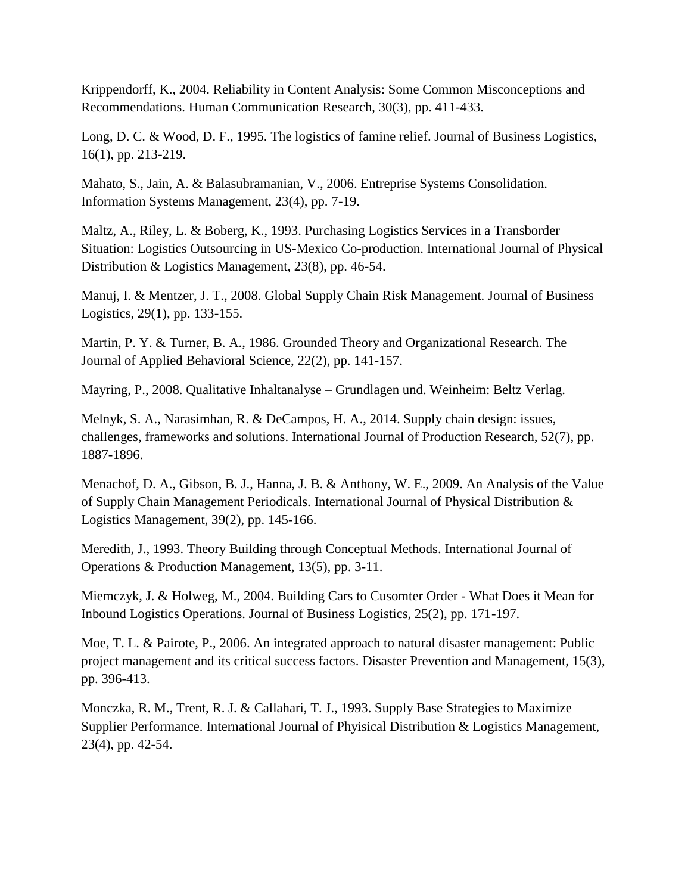Krippendorff, K., 2004. Reliability in Content Analysis: Some Common Misconceptions and Recommendations. Human Communication Research, 30(3), pp. 411-433.

Long, D. C. & Wood, D. F., 1995. The logistics of famine relief. Journal of Business Logistics, 16(1), pp. 213-219.

Mahato, S., Jain, A. & Balasubramanian, V., 2006. Entreprise Systems Consolidation. Information Systems Management, 23(4), pp. 7-19.

Maltz, A., Riley, L. & Boberg, K., 1993. Purchasing Logistics Services in a Transborder Situation: Logistics Outsourcing in US-Mexico Co-production. International Journal of Physical Distribution & Logistics Management, 23(8), pp. 46-54.

Manuj, I. & Mentzer, J. T., 2008. Global Supply Chain Risk Management. Journal of Business Logistics, 29(1), pp. 133-155.

Martin, P. Y. & Turner, B. A., 1986. Grounded Theory and Organizational Research. The Journal of Applied Behavioral Science, 22(2), pp. 141-157.

Mayring, P., 2008. Qualitative Inhaltanalyse – Grundlagen und. Weinheim: Beltz Verlag.

Melnyk, S. A., Narasimhan, R. & DeCampos, H. A., 2014. Supply chain design: issues, challenges, frameworks and solutions. International Journal of Production Research, 52(7), pp. 1887-1896.

Menachof, D. A., Gibson, B. J., Hanna, J. B. & Anthony, W. E., 2009. An Analysis of the Value of Supply Chain Management Periodicals. International Journal of Physical Distribution & Logistics Management, 39(2), pp. 145-166.

Meredith, J., 1993. Theory Building through Conceptual Methods. International Journal of Operations & Production Management, 13(5), pp. 3-11.

Miemczyk, J. & Holweg, M., 2004. Building Cars to Cusomter Order - What Does it Mean for Inbound Logistics Operations. Journal of Business Logistics, 25(2), pp. 171-197.

Moe, T. L. & Pairote, P., 2006. An integrated approach to natural disaster management: Public project management and its critical success factors. Disaster Prevention and Management, 15(3), pp. 396-413.

Monczka, R. M., Trent, R. J. & Callahari, T. J., 1993. Supply Base Strategies to Maximize Supplier Performance. International Journal of Phyisical Distribution & Logistics Management, 23(4), pp. 42-54.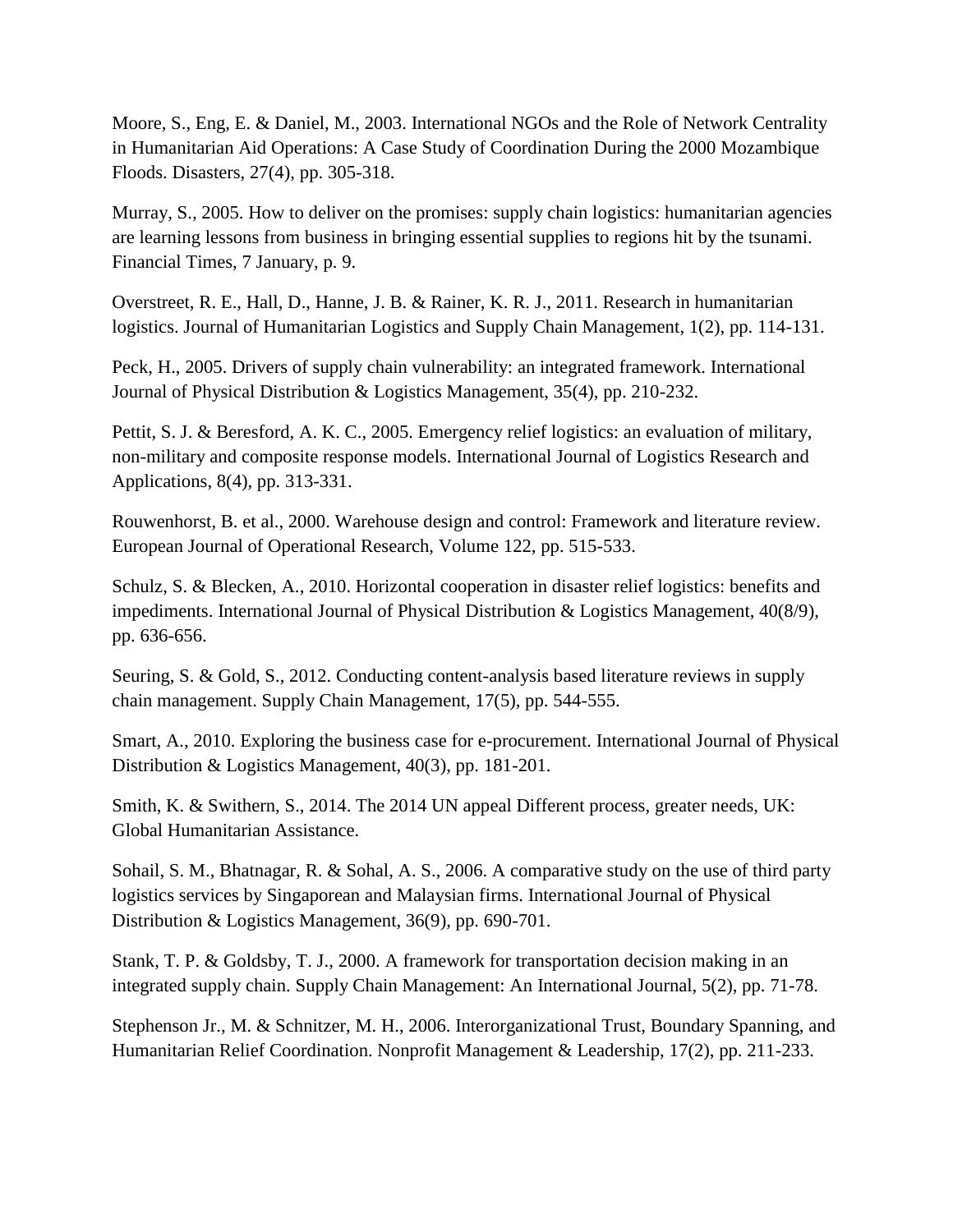Moore, S., Eng, E. & Daniel, M., 2003. International NGOs and the Role of Network Centrality in Humanitarian Aid Operations: A Case Study of Coordination During the 2000 Mozambique Floods. Disasters, 27(4), pp. 305-318.

Murray, S., 2005. How to deliver on the promises: supply chain logistics: humanitarian agencies are learning lessons from business in bringing essential supplies to regions hit by the tsunami. Financial Times, 7 January, p. 9.

Overstreet, R. E., Hall, D., Hanne, J. B. & Rainer, K. R. J., 2011. Research in humanitarian logistics. Journal of Humanitarian Logistics and Supply Chain Management, 1(2), pp. 114-131.

Peck, H., 2005. Drivers of supply chain vulnerability: an integrated framework. International Journal of Physical Distribution & Logistics Management, 35(4), pp. 210-232.

Pettit, S. J. & Beresford, A. K. C., 2005. Emergency relief logistics: an evaluation of military, non-military and composite response models. International Journal of Logistics Research and Applications, 8(4), pp. 313-331.

Rouwenhorst, B. et al., 2000. Warehouse design and control: Framework and literature review. European Journal of Operational Research, Volume 122, pp. 515-533.

Schulz, S. & Blecken, A., 2010. Horizontal cooperation in disaster relief logistics: benefits and impediments. International Journal of Physical Distribution & Logistics Management, 40(8/9), pp. 636-656.

Seuring, S. & Gold, S., 2012. Conducting content-analysis based literature reviews in supply chain management. Supply Chain Management, 17(5), pp. 544-555.

Smart, A., 2010. Exploring the business case for e-procurement. International Journal of Physical Distribution & Logistics Management, 40(3), pp. 181-201.

Smith, K. & Swithern, S., 2014. The 2014 UN appeal Different process, greater needs, UK: Global Humanitarian Assistance.

Sohail, S. M., Bhatnagar, R. & Sohal, A. S., 2006. A comparative study on the use of third party logistics services by Singaporean and Malaysian firms. International Journal of Physical Distribution & Logistics Management, 36(9), pp. 690-701.

Stank, T. P. & Goldsby, T. J., 2000. A framework for transportation decision making in an integrated supply chain. Supply Chain Management: An International Journal, 5(2), pp. 71-78.

Stephenson Jr., M. & Schnitzer, M. H., 2006. Interorganizational Trust, Boundary Spanning, and Humanitarian Relief Coordination. Nonprofit Management & Leadership, 17(2), pp. 211-233.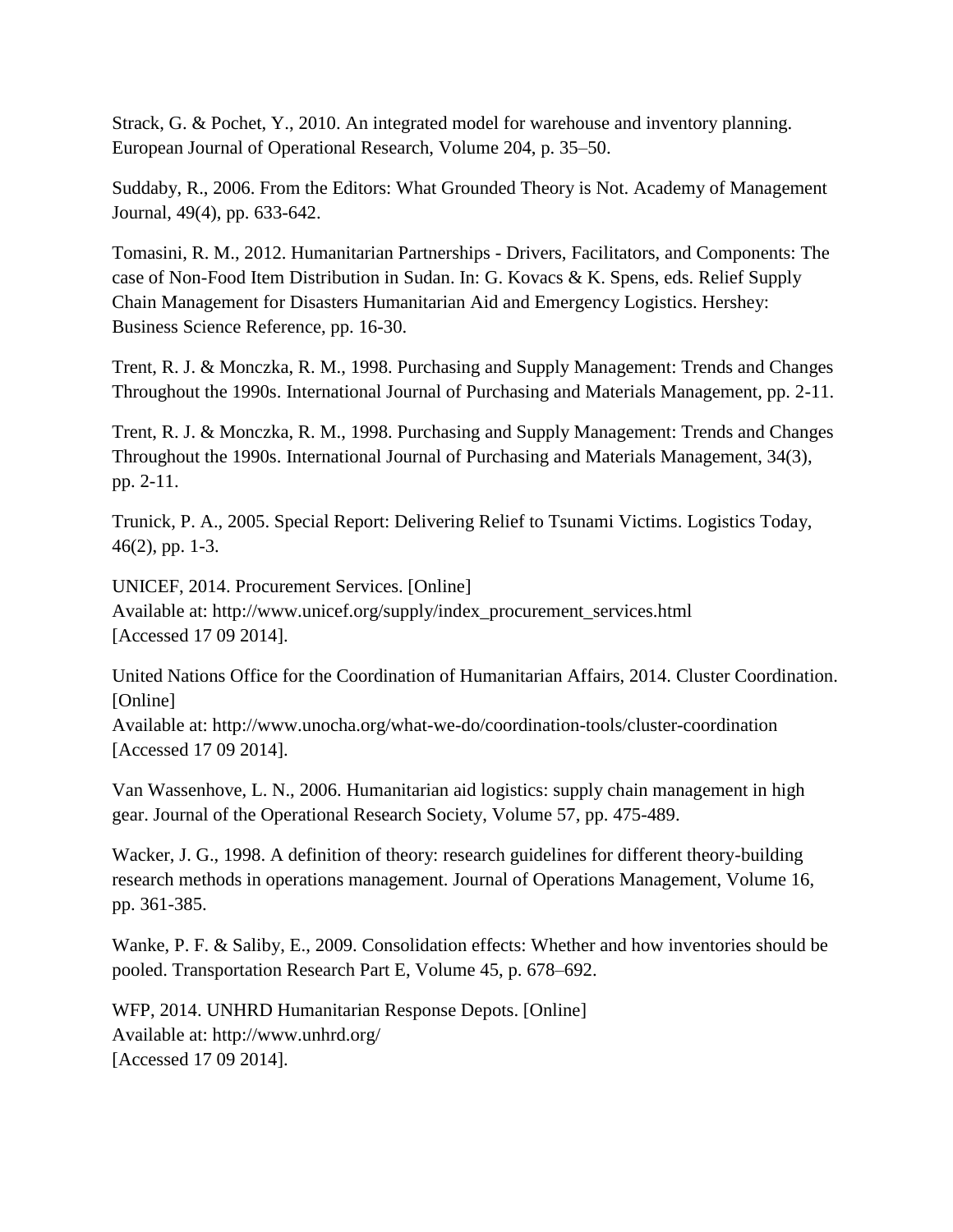Strack, G. & Pochet, Y., 2010. An integrated model for warehouse and inventory planning. European Journal of Operational Research, Volume 204, p. 35–50.

Suddaby, R., 2006. From the Editors: What Grounded Theory is Not. Academy of Management Journal, 49(4), pp. 633-642.

Tomasini, R. M., 2012. Humanitarian Partnerships - Drivers, Facilitators, and Components: The case of Non-Food Item Distribution in Sudan. In: G. Kovacs & K. Spens, eds. Relief Supply Chain Management for Disasters Humanitarian Aid and Emergency Logistics. Hershey: Business Science Reference, pp. 16-30.

Trent, R. J. & Monczka, R. M., 1998. Purchasing and Supply Management: Trends and Changes Throughout the 1990s. International Journal of Purchasing and Materials Management, pp. 2-11.

Trent, R. J. & Monczka, R. M., 1998. Purchasing and Supply Management: Trends and Changes Throughout the 1990s. International Journal of Purchasing and Materials Management, 34(3), pp. 2-11.

Trunick, P. A., 2005. Special Report: Delivering Relief to Tsunami Victims. Logistics Today, 46(2), pp. 1-3.

UNICEF, 2014. Procurement Services. [Online]
Available at: http://www.unicef.org/supply/index_procurement_services.html
[Accessed 17 09 2014].

United Nations Office for the Coordination of Humanitarian Affairs, 2014. Cluster Coordination. [Online]
Available at: http://www.unocha.org/what-we-do/coordination-tools/cluster-coordination
[Accessed 17 09 2014].

Van Wassenhove, L. N., 2006. Humanitarian aid logistics: supply chain management in high gear. Journal of the Operational Research Society, Volume 57, pp. 475-489.

Wacker, J. G., 1998. A definition of theory: research guidelines for different theory-building research methods in operations management. Journal of Operations Management, Volume 16, pp. 361-385.

Wanke, P. F. & Saliby, E., 2009. Consolidation effects: Whether and how inventories should be pooled. Transportation Research Part E, Volume 45, p. 678–692.

WFP, 2014. UNHRD Humanitarian Response Depots. [Online]
Available at: http://www.unhrd.org/
[Accessed 17 09 2014].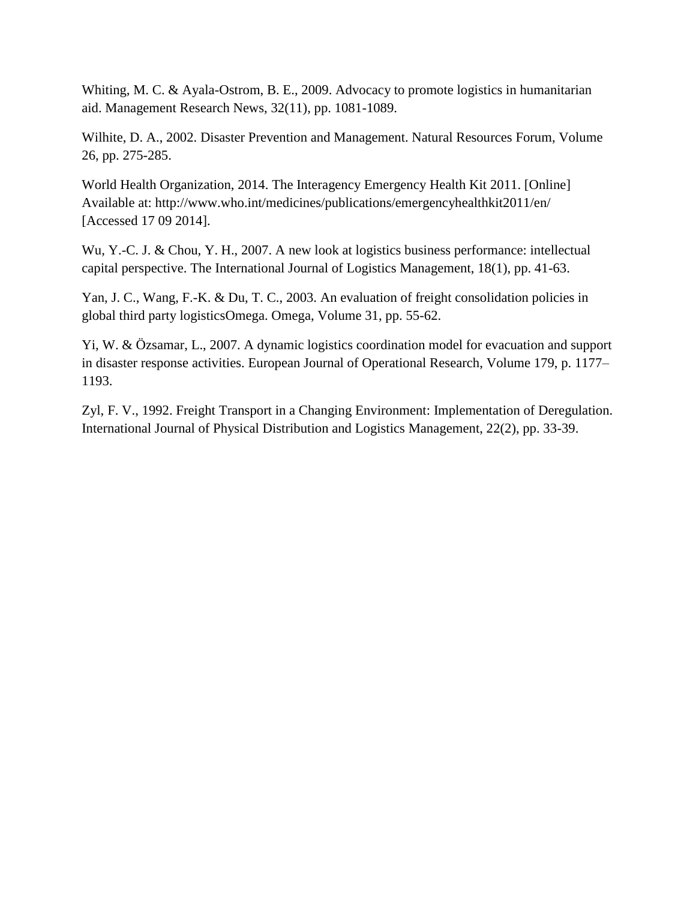Whiting, M. C. & Ayala-Ostrom, B. E., 2009. Advocacy to promote logistics in humanitarian aid. Management Research News, 32(11), pp. 1081-1089.

Wilhite, D. A., 2002. Disaster Prevention and Management. Natural Resources Forum, Volume 26, pp. 275-285.

World Health Organization, 2014. The Interagency Emergency Health Kit 2011. [Online] Available at: http://www.who.int/medicines/publications/emergencyhealthkit2011/en/ [Accessed 17 09 2014].

Wu, Y.-C. J. & Chou, Y. H., 2007. A new look at logistics business performance: intellectual capital perspective. The International Journal of Logistics Management, 18(1), pp. 41-63.

Yan, J. C., Wang, F.-K. & Du, T. C., 2003. An evaluation of freight consolidation policies in global third party logisticsOmega. Omega, Volume 31, pp. 55-62.

Yi, W. & Özsamar, L., 2007. A dynamic logistics coordination model for evacuation and support in disaster response activities. European Journal of Operational Research, Volume 179, p. 1177–1193.

Zyl, F. V., 1992. Freight Transport in a Changing Environment: Implementation of Deregulation. International Journal of Physical Distribution and Logistics Management, 22(2), pp. 33-39.